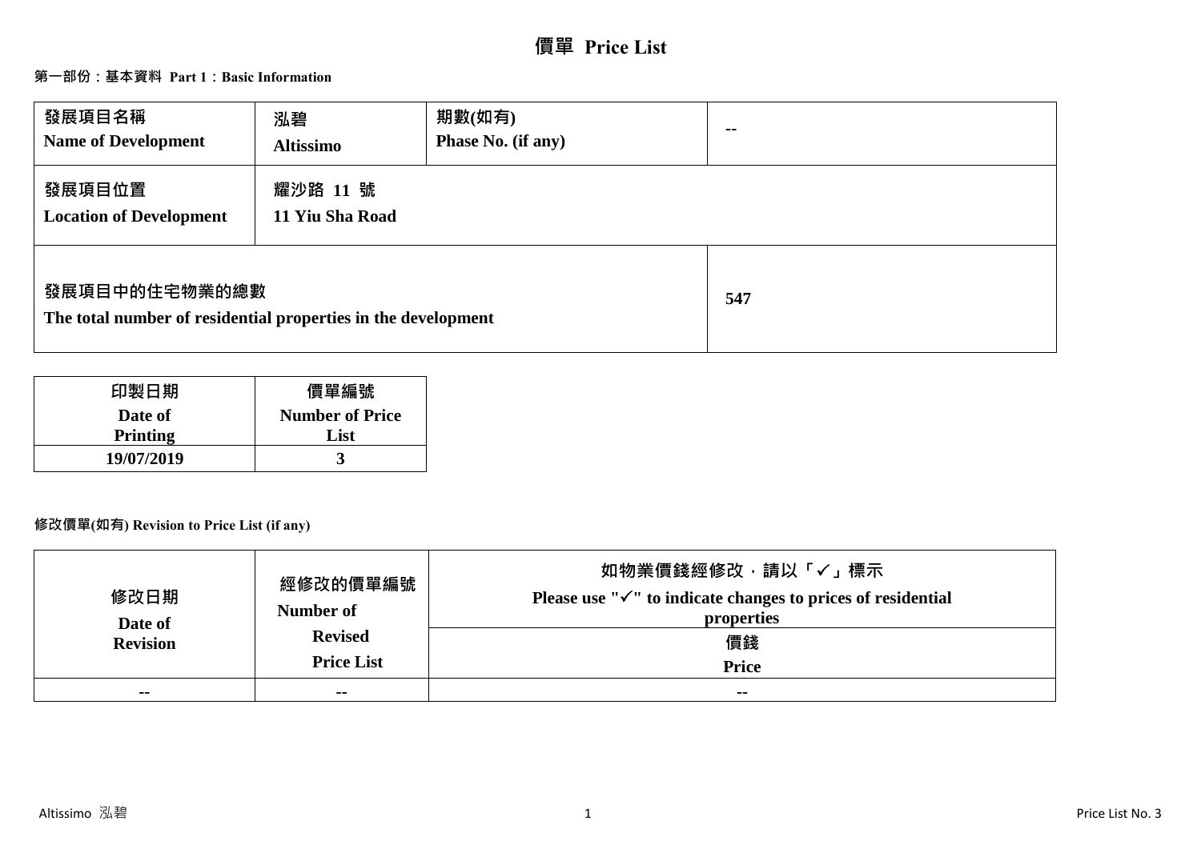# 價單 Price List

## 第一部份：基本資料 Part 1：Basic Information

| 發展項目名稱<br>Name of Development | 泓碧<br>Altissimo | 期數(如有)<br>Phase No. (if any) | -- |
|---|---|---|---|
| 發展項目位置<br>Location of Development | 耀沙路 11 號<br>11 Yiu Sha Road | | |
| 發展項目中的住宅物業的總數<br>The total number of residential properties in the development | | | 547 |

| 印製日期<br>Date of Printing | 價單編號<br>Number of Price List |
|---|---|
| 19/07/2019 | 3 |

### 修改價單(如有) Revision to Price List (if any)

| 修改日期<br>Date of Revision | 經修改的價單編號<br>Number of Revised Price List | 如物業價錢經修改，請以「✓」標示<br>Please use "✓" to indicate changes to prices of residential properties |
|---|---|---|
| | | 價錢<br>Price |
| -- | -- | -- |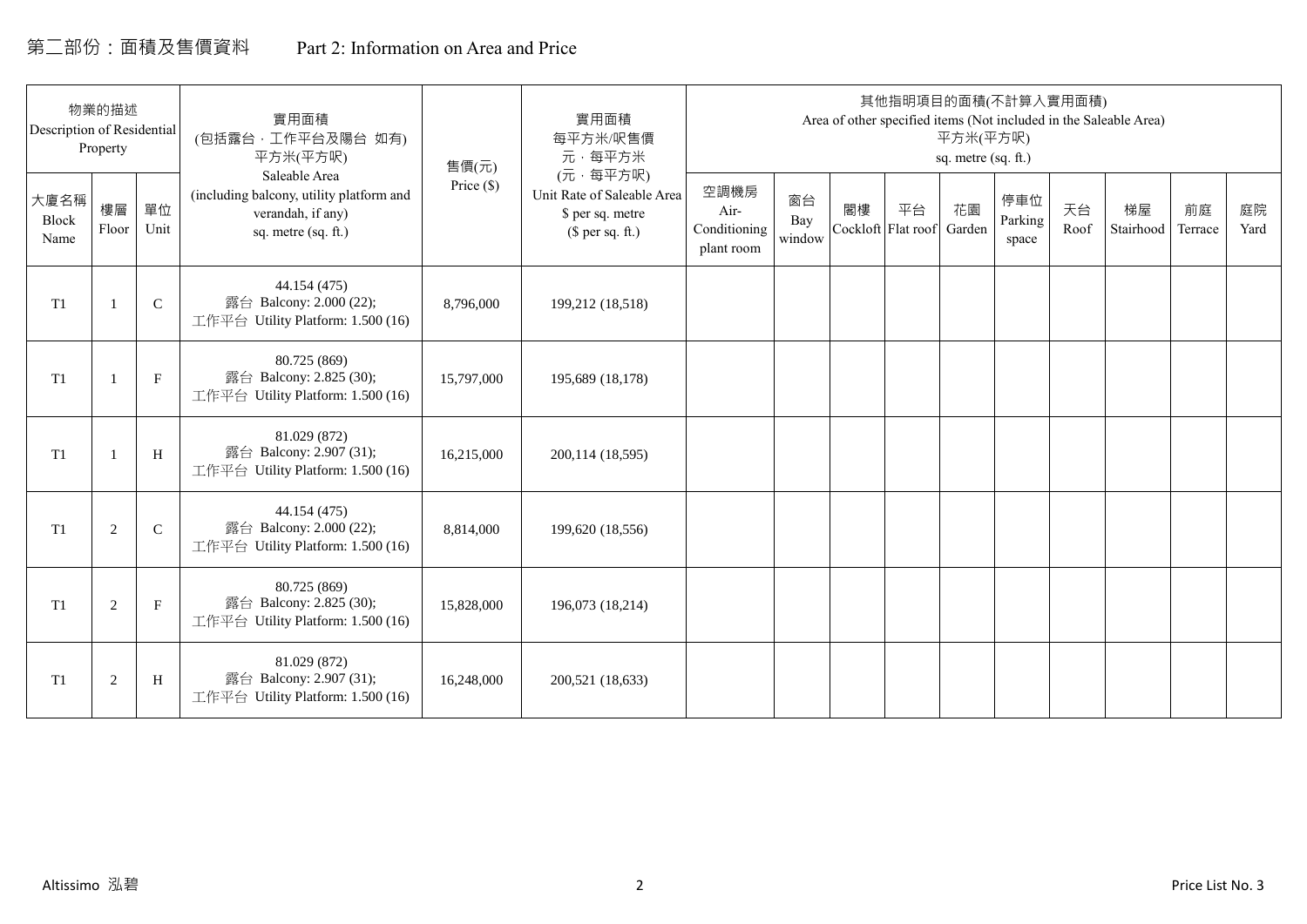# 第二部份：面積及售價資料 Part 2: Information on Area and Price

| 物業的描述 Description of Residential Property | | | 實用面積 (包括露台，工作平台及陽台 如有) 平方米(平方呎) Saleable Area (including balcony, utility platform and verandah, if any) sq. metre (sq. ft.) | 售價(元) Price ($) | 實用面積 每平方米/呎售價 元，每平方米 (元，每平方呎) Unit Rate of Saleable Area $ per sq. metre ($ per sq. ft.) | 其他指明項目的面積(不計算入實用面積) Area of other specified items (Not included in the Saleable Area) 平方米(平方呎) sq. metre (sq. ft.) | | | | | | | | | |
|---|---|---|---|---|---|---|---|---|---|---|---|---|---|---|---|
| 大廈名稱 Block Name | 樓層 Floor | 單位 Unit | | | | 空調機房 Air-Conditioning plant room | 窗台 Bay window | 閣樓 Cockloft | 平台 Flat roof | 花園 Garden | 停車位 Parking space | 天台 Roof | 梯屋 Stairhood | 前庭 Terrace | 庭院 Yard |
| T1 | 1 | C | 44.154 (475) 露台 Balcony: 2.000 (22); 工作平台 Utility Platform: 1.500 (16) | 8,796,000 | 199,212 (18,518) | | | | | | | | | | |
| T1 | 1 | F | 80.725 (869) 露台 Balcony: 2.825 (30); 工作平台 Utility Platform: 1.500 (16) | 15,797,000 | 195,689 (18,178) | | | | | | | | | | |
| T1 | 1 | H | 81.029 (872) 露台 Balcony: 2.907 (31); 工作平台 Utility Platform: 1.500 (16) | 16,215,000 | 200,114 (18,595) | | | | | | | | | | |
| T1 | 2 | C | 44.154 (475) 露台 Balcony: 2.000 (22); 工作平台 Utility Platform: 1.500 (16) | 8,814,000 | 199,620 (18,556) | | | | | | | | | | |
| T1 | 2 | F | 80.725 (869) 露台 Balcony: 2.825 (30); 工作平台 Utility Platform: 1.500 (16) | 15,828,000 | 196,073 (18,214) | | | | | | | | | | |
| T1 | 2 | H | 81.029 (872) 露台 Balcony: 2.907 (31); 工作平台 Utility Platform: 1.500 (16) | 16,248,000 | 200,521 (18,633) | | | | | | | | | | |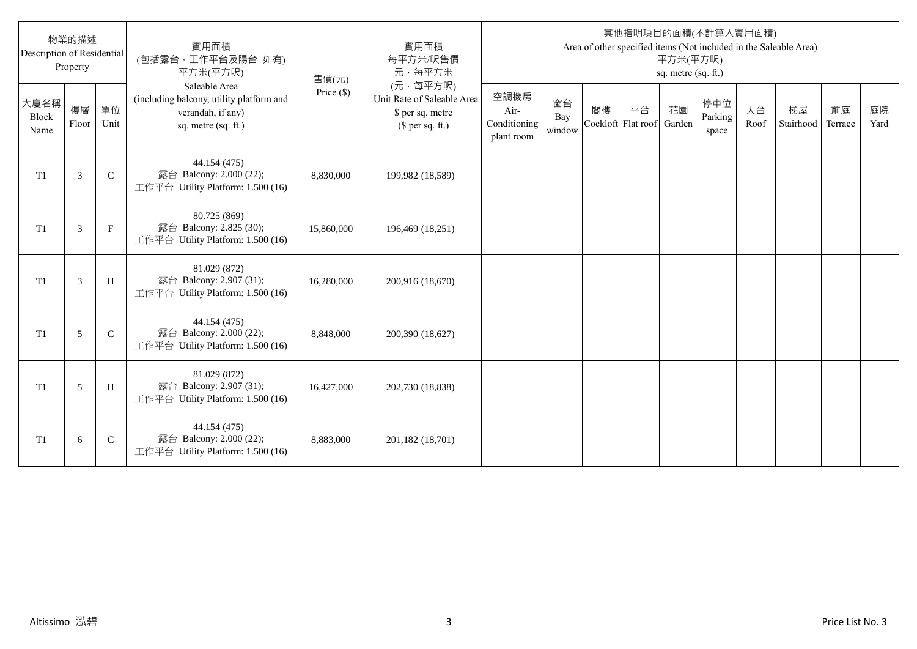| 物業的描述 Description of Residential Property | | | 實用面積 (包括露台，工作平台及陽台 如有) 平方米(平方呎) Saleable Area (including balcony, utility platform and verandah, if any) sq. metre (sq. ft.) | 售價(元) Price ($) | 實用面積 每平方米/呎售價 元，每平方米 (元，每平方呎) Unit Rate of Saleable Area $ per sq. metre ($ per sq. ft.) | 其他指明項目的面積(不計算入實用面積) Area of other specified items (Not included in the Saleable Area) 平方米(平方呎) sq. metre (sq. ft.) | | | | | | | | | |
|---|---|---|---|---|---|---|---|---|---|---|---|---|---|---|---|
| 大廈名稱 Block Name | 樓層 Floor | 單位 Unit | | | | 空調機房 Air-Conditioning plant room | 窗台 Bay window | 閣樓 Cockloft | 平台 Flat roof | 花園 Garden | 停車位 Parking space | 天台 Roof | 梯屋 Stairhood | 前庭 Terrace | 庭院 Yard |
| T1 | 3 | C | 44.154 (475) 露台 Balcony: 2.000 (22); 工作平台 Utility Platform: 1.500 (16) | 8,830,000 | 199,982 (18,589) | | | | | | | | | | |
| T1 | 3 | F | 80.725 (869) 露台 Balcony: 2.825 (30); 工作平台 Utility Platform: 1.500 (16) | 15,860,000 | 196,469 (18,251) | | | | | | | | | | |
| T1 | 3 | H | 81.029 (872) 露台 Balcony: 2.907 (31); 工作平台 Utility Platform: 1.500 (16) | 16,280,000 | 200,916 (18,670) | | | | | | | | | | |
| T1 | 5 | C | 44.154 (475) 露台 Balcony: 2.000 (22); 工作平台 Utility Platform: 1.500 (16) | 8,848,000 | 200,390 (18,627) | | | | | | | | | | |
| T1 | 5 | H | 81.029 (872) 露台 Balcony: 2.907 (31); 工作平台 Utility Platform: 1.500 (16) | 16,427,000 | 202,730 (18,838) | | | | | | | | | | |
| T1 | 6 | C | 44.154 (475) 露台 Balcony: 2.000 (22); 工作平台 Utility Platform: 1.500 (16) | 8,883,000 | 201,182 (18,701) | | | | | | | | | | |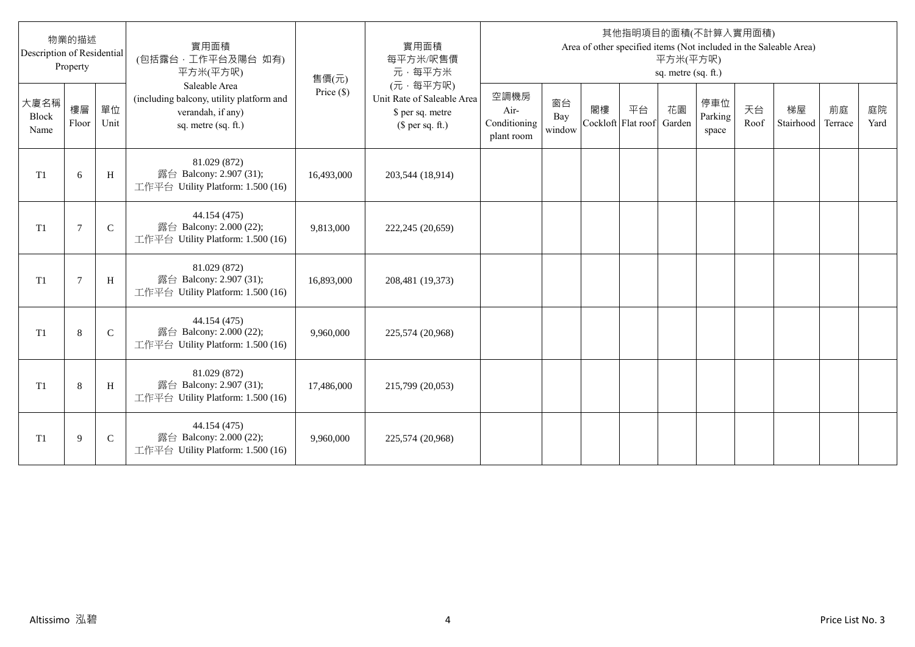| 物業的描述 Description of Residential Property | | | 實用面積 (包括露台．工作平台及陽台 如有) 平方米(平方呎) Saleable Area (including balcony, utility platform and verandah, if any) sq. metre (sq. ft.) | 售價(元) Price ($) | 實用面積 每平方米/呎售價 元．每平方米 (元．每平方呎) Unit Rate of Saleable Area $ per sq. metre ($ per sq. ft.) | 其他指明項目的面積(不計算入實用面積) Area of other specified items (Not included in the Saleable Area) 平方米(平方呎) sq. metre (sq. ft.) | | | | | | | | | |
|---|---|---|---|---|---|---|---|---|---|---|---|---|---|---|---|
| 大廈名稱 Block Name | 樓層 Floor | 單位 Unit | | | | 空調機房 Air-Conditioning plant room | 窗台 Bay window | 閣樓 Cockloft | 平台 Flat roof | 花園 Garden | 停車位 Parking space | 天台 Roof | 梯屋 Stairhood | 前庭 Terrace | 庭院 Yard |
| T1 | 6 | H | 81.029 (872) 露台 Balcony: 2.907 (31); 工作平台 Utility Platform: 1.500 (16) | 16,493,000 | 203,544 (18,914) | | | | | | | | | | |
| T1 | 7 | C | 44.154 (475) 露台 Balcony: 2.000 (22); 工作平台 Utility Platform: 1.500 (16) | 9,813,000 | 222,245 (20,659) | | | | | | | | | | |
| T1 | 7 | H | 81.029 (872) 露台 Balcony: 2.907 (31); 工作平台 Utility Platform: 1.500 (16) | 16,893,000 | 208,481 (19,373) | | | | | | | | | | |
| T1 | 8 | C | 44.154 (475) 露台 Balcony: 2.000 (22); 工作平台 Utility Platform: 1.500 (16) | 9,960,000 | 225,574 (20,968) | | | | | | | | | | |
| T1 | 8 | H | 81.029 (872) 露台 Balcony: 2.907 (31); 工作平台 Utility Platform: 1.500 (16) | 17,486,000 | 215,799 (20,053) | | | | | | | | | | |
| T1 | 9 | C | 44.154 (475) 露台 Balcony: 2.000 (22); 工作平台 Utility Platform: 1.500 (16) | 9,960,000 | 225,574 (20,968) | | | | | | | | | | |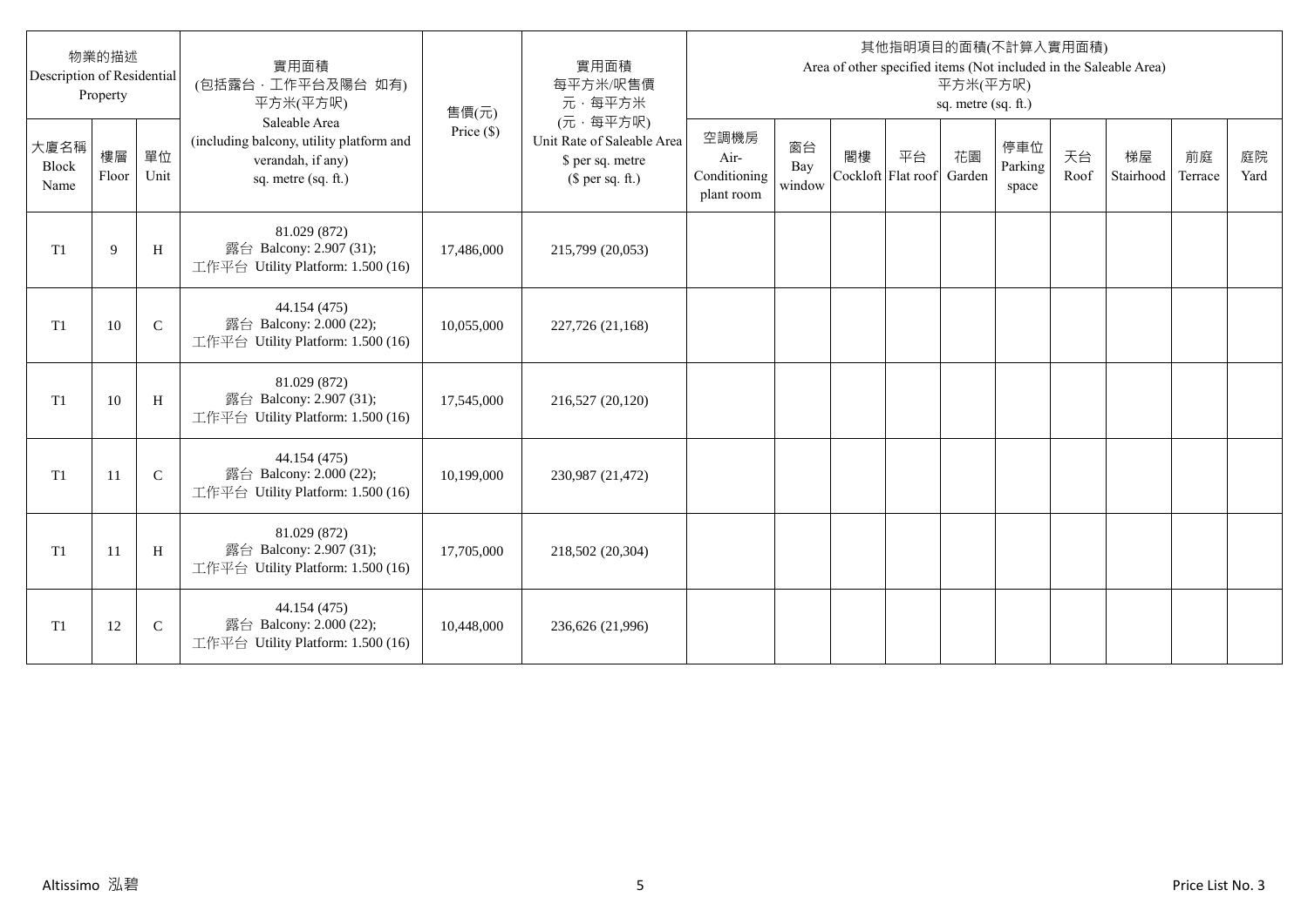| 物業的描述 Description of Residential Property | | | 實用面積 (包括露台．工作平台及陽台 如有) 平方米(平方呎) Saleable Area (including balcony, utility platform and verandah, if any) sq. metre (sq. ft.) | 售價(元) Price ($) | 實用面積 每平方米/呎售價 元．每平方米 (元．每平方呎) Unit Rate of Saleable Area $ per sq. metre ($ per sq. ft.) | 其他指明項目的面積(不計算入實用面積) Area of other specified items (Not included in the Saleable Area) 平方米(平方呎) sq. metre (sq. ft.) | | | | | | | | | |
|---|---|---|---|---|---|---|---|---|---|---|---|---|---|---|---|
| 大廈名稱 Block Name | 樓層 Floor | 單位 Unit | | | | 空調機房 Air-Conditioning plant room | 窗台 Bay window | 閣樓 Cockloft | 平台 Flat roof | 花園 Garden | 停車位 Parking space | 天台 Roof | 梯屋 Stairhood | 前庭 Terrace | 庭院 Yard |
| T1 | 9 | H | 81.029 (872) 露台 Balcony: 2.907 (31); 工作平台 Utility Platform: 1.500 (16) | 17,486,000 | 215,799 (20,053) | | | | | | | | | | |
| T1 | 10 | C | 44.154 (475) 露台 Balcony: 2.000 (22); 工作平台 Utility Platform: 1.500 (16) | 10,055,000 | 227,726 (21,168) | | | | | | | | | | |
| T1 | 10 | H | 81.029 (872) 露台 Balcony: 2.907 (31); 工作平台 Utility Platform: 1.500 (16) | 17,545,000 | 216,527 (20,120) | | | | | | | | | | |
| T1 | 11 | C | 44.154 (475) 露台 Balcony: 2.000 (22); 工作平台 Utility Platform: 1.500 (16) | 10,199,000 | 230,987 (21,472) | | | | | | | | | | |
| T1 | 11 | H | 81.029 (872) 露台 Balcony: 2.907 (31); 工作平台 Utility Platform: 1.500 (16) | 17,705,000 | 218,502 (20,304) | | | | | | | | | | |
| T1 | 12 | C | 44.154 (475) 露台 Balcony: 2.000 (22); 工作平台 Utility Platform: 1.500 (16) | 10,448,000 | 236,626 (21,996) | | | | | | | | | | |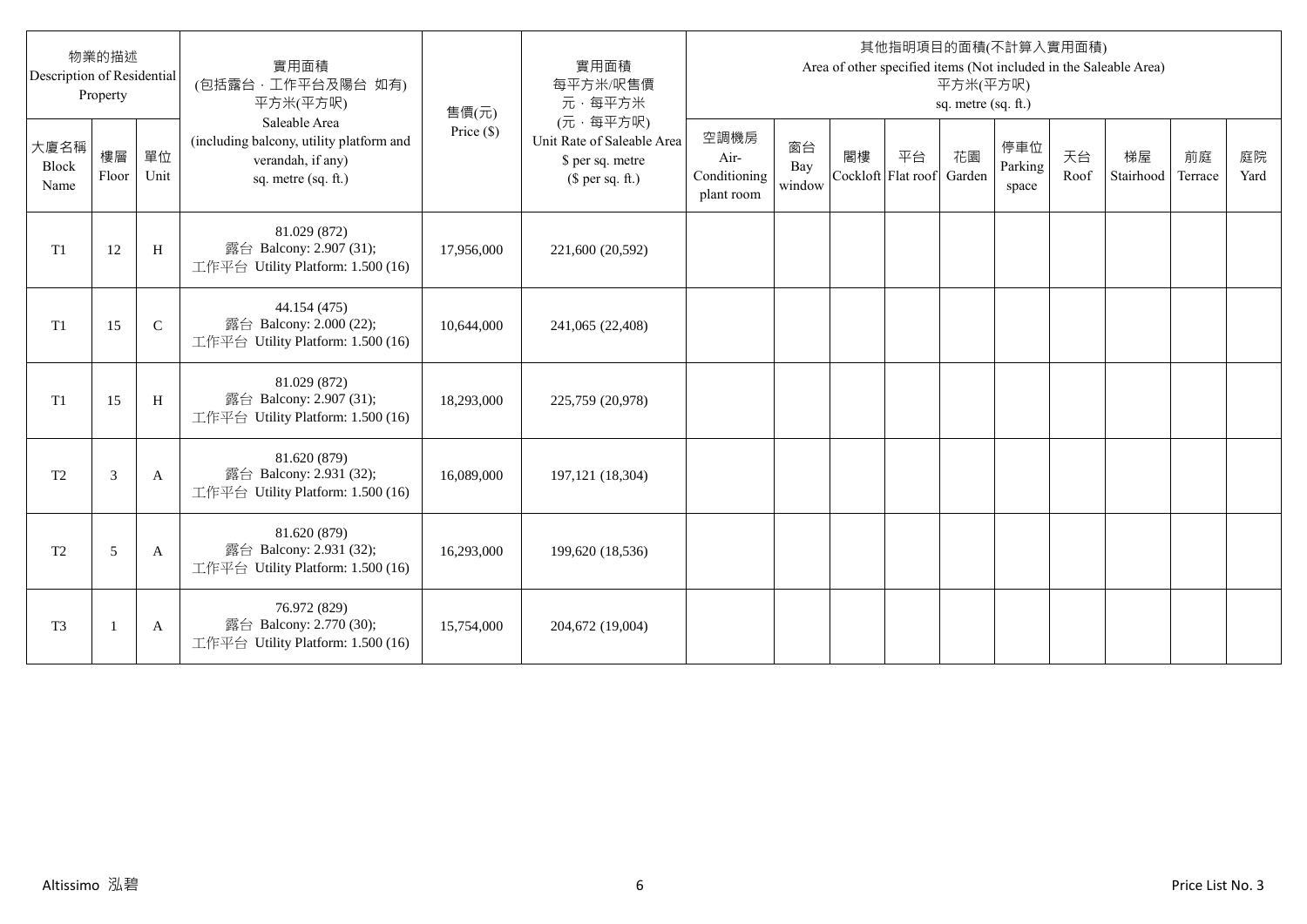| 物業的描述 Description of Residential Property | | | 實用面積 (包括露台．工作平台及陽台 如有) 平方米(平方呎) Saleable Area (including balcony, utility platform and verandah, if any) sq. metre (sq. ft.) | 售價(元) Price ($) | 實用面積 每平方米/呎售價 元．每平方米 (元．每平方呎) Unit Rate of Saleable Area $ per sq. metre ($ per sq. ft.) | 其他指明項目的面積(不計算入實用面積) Area of other specified items (Not included in the Saleable Area) 平方米(平方呎) sq. metre (sq. ft.) | | | | | | | | | |
|---|---|---|---|---|---|---|---|---|---|---|---|---|---|---|---|
| 大廈名稱 Block Name | 樓層 Floor | 單位 Unit | | | | 空調機房 Air-Conditioning plant room | 窗台 Bay window | 閣樓 Cockloft | 平台 Flat roof | 花園 Garden | 停車位 Parking space | 天台 Roof | 梯屋 Stairhood | 前庭 Terrace | 庭院 Yard |
| T1 | 12 | H | 81.029 (872) 露台 Balcony: 2.907 (31); 工作平台 Utility Platform: 1.500 (16) | 17,956,000 | 221,600 (20,592) | | | | | | | | | | |
| T1 | 15 | C | 44.154 (475) 露台 Balcony: 2.000 (22); 工作平台 Utility Platform: 1.500 (16) | 10,644,000 | 241,065 (22,408) | | | | | | | | | | |
| T1 | 15 | H | 81.029 (872) 露台 Balcony: 2.907 (31); 工作平台 Utility Platform: 1.500 (16) | 18,293,000 | 225,759 (20,978) | | | | | | | | | | |
| T2 | 3 | A | 81.620 (879) 露台 Balcony: 2.931 (32); 工作平台 Utility Platform: 1.500 (16) | 16,089,000 | 197,121 (18,304) | | | | | | | | | | |
| T2 | 5 | A | 81.620 (879) 露台 Balcony: 2.931 (32); 工作平台 Utility Platform: 1.500 (16) | 16,293,000 | 199,620 (18,536) | | | | | | | | | | |
| T3 | 1 | A | 76.972 (829) 露台 Balcony: 2.770 (30); 工作平台 Utility Platform: 1.500 (16) | 15,754,000 | 204,672 (19,004) | | | | | | | | | | |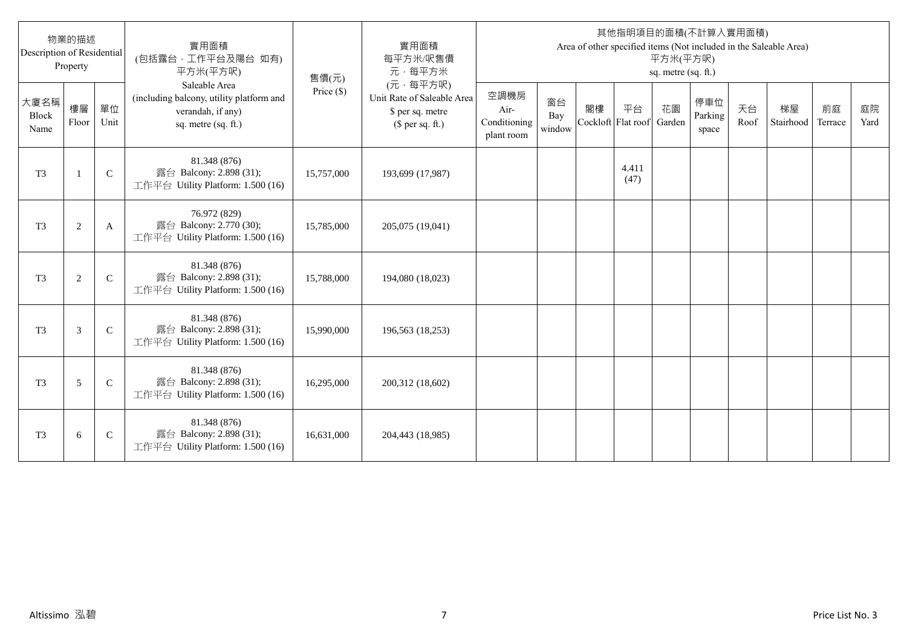| 物業的描述 Description of Residential Property | | | 實用面積 (包括露台，工作平台及陽台 如有) 平方米(平方呎) Saleable Area (including balcony, utility platform and verandah, if any) sq. metre (sq. ft.) | 售價(元) Price ($) | 實用面積 每平方米/呎售價 元，每平方米 (元，每平方呎) Unit Rate of Saleable Area $ per sq. metre ($ per sq. ft.) | 其他指明項目的面積(不計算入實用面積) Area of other specified items (Not included in the Saleable Area) 平方米(平方呎) sq. metre (sq. ft.) | | | | | | | | | |
|---|---|---|---|---|---|---|---|---|---|---|---|---|---|---|---|
| 大廈名稱 Block Name | 樓層 Floor | 單位 Unit | | | | 空調機房 Air-Conditioning plant room | 窗台 Bay window | 閣樓 Cockloft | 平台 Flat roof | 花園 Garden | 停車位 Parking space | 天台 Roof | 梯屋 Stairhood | 前庭 Terrace | 庭院 Yard |
| T3 | 1 | C | 81.348 (876) 露台 Balcony: 2.898 (31); 工作平台 Utility Platform: 1.500 (16) | 15,757,000 | 193,699 (17,987) | | | | 4.411 (47) | | | | | | |
| T3 | 2 | A | 76.972 (829) 露台 Balcony: 2.770 (30); 工作平台 Utility Platform: 1.500 (16) | 15,785,000 | 205,075 (19,041) | | | | | | | | | | |
| T3 | 2 | C | 81.348 (876) 露台 Balcony: 2.898 (31); 工作平台 Utility Platform: 1.500 (16) | 15,788,000 | 194,080 (18,023) | | | | | | | | | | |
| T3 | 3 | C | 81.348 (876) 露台 Balcony: 2.898 (31); 工作平台 Utility Platform: 1.500 (16) | 15,990,000 | 196,563 (18,253) | | | | | | | | | | |
| T3 | 5 | C | 81.348 (876) 露台 Balcony: 2.898 (31); 工作平台 Utility Platform: 1.500 (16) | 16,295,000 | 200,312 (18,602) | | | | | | | | | | |
| T3 | 6 | C | 81.348 (876) 露台 Balcony: 2.898 (31); 工作平台 Utility Platform: 1.500 (16) | 16,631,000 | 204,443 (18,985) | | | | | | | | | | |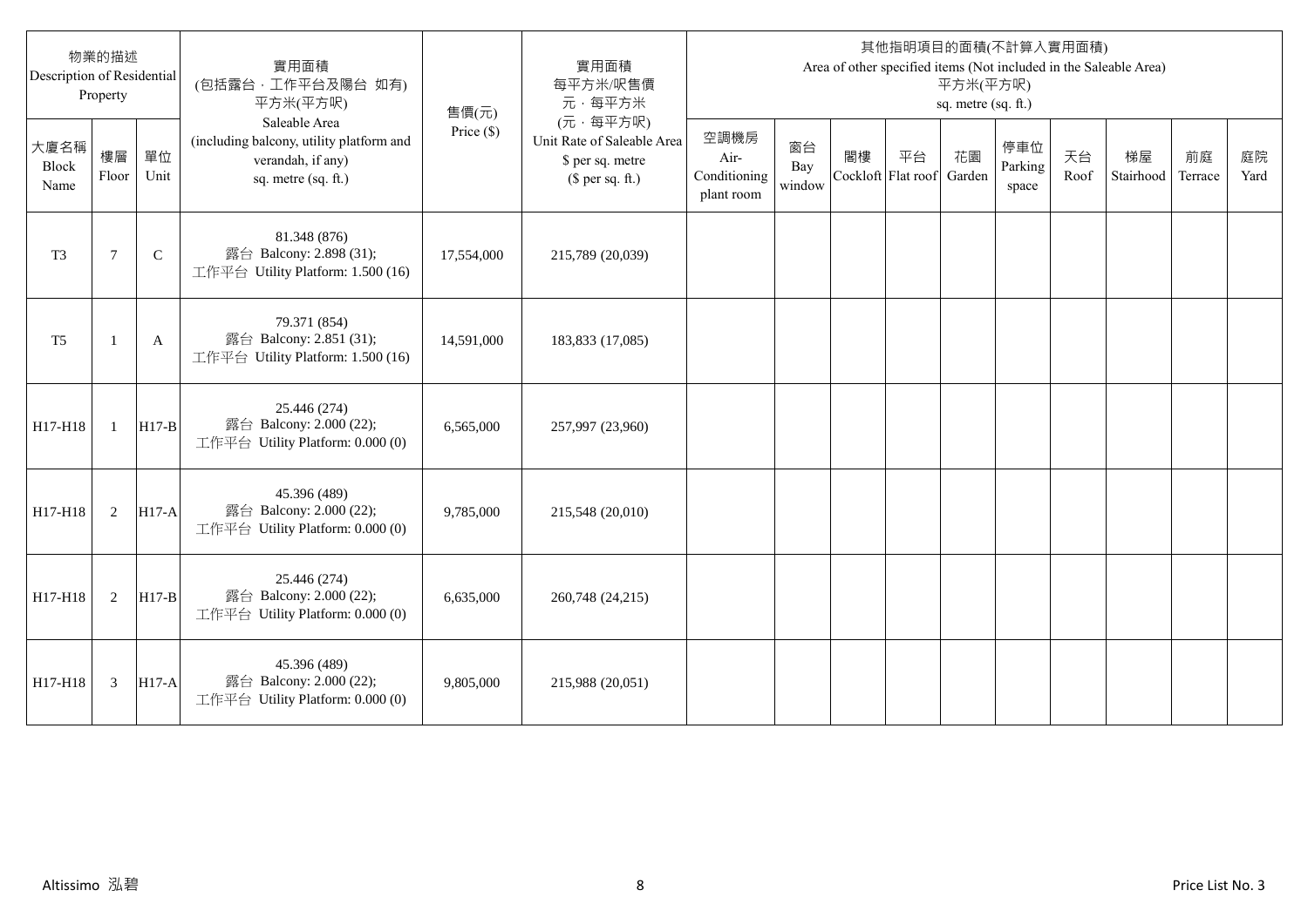| 物業的描述 Description of Residential Property | | | 實用面積 (包括露台．工作平台及陽台 如有) 平方米(平方呎) Saleable Area (including balcony, utility platform and verandah, if any) sq. metre (sq. ft.) | 售價(元) Price ($) | 實用面積 每平方米/呎售價 元．每平方米 (元．每平方呎) Unit Rate of Saleable Area $ per sq. metre ($ per sq. ft.) | 其他指明項目的面積(不計算入實用面積) Area of other specified items (Not included in the Saleable Area) 平方米(平方呎) sq. metre (sq. ft.) | | | | | | | | | |
|---|---|---|---|---|---|---|---|---|---|---|---|---|---|---|---|
| 大廈名稱 Block Name | 樓層 Floor | 單位 Unit | | | | 空調機房 Air-Conditioning plant room | 窗台 Bay window | 閣樓 Cockloft | 平台 Flat roof | 花園 Garden | 停車位 Parking space | 天台 Roof | 梯屋 Stairhood | 前庭 Terrace | 庭院 Yard |
| T3 | 7 | C | 81.348 (876) 露台 Balcony: 2.898 (31); 工作平台 Utility Platform: 1.500 (16) | 17,554,000 | 215,789 (20,039) | | | | | | | | | | |
| T5 | 1 | A | 79.371 (854) 露台 Balcony: 2.851 (31); 工作平台 Utility Platform: 1.500 (16) | 14,591,000 | 183,833 (17,085) | | | | | | | | | | |
| H17-H18 | 1 | H17-B | 25.446 (274) 露台 Balcony: 2.000 (22); 工作平台 Utility Platform: 0.000 (0) | 6,565,000 | 257,997 (23,960) | | | | | | | | | | |
| H17-H18 | 2 | H17-A | 45.396 (489) 露台 Balcony: 2.000 (22); 工作平台 Utility Platform: 0.000 (0) | 9,785,000 | 215,548 (20,010) | | | | | | | | | | |
| H17-H18 | 2 | H17-B | 25.446 (274) 露台 Balcony: 2.000 (22); 工作平台 Utility Platform: 0.000 (0) | 6,635,000 | 260,748 (24,215) | | | | | | | | | | |
| H17-H18 | 3 | H17-A | 45.396 (489) 露台 Balcony: 2.000 (22); 工作平台 Utility Platform: 0.000 (0) | 9,805,000 | 215,988 (20,051) | | | | | | | | | | |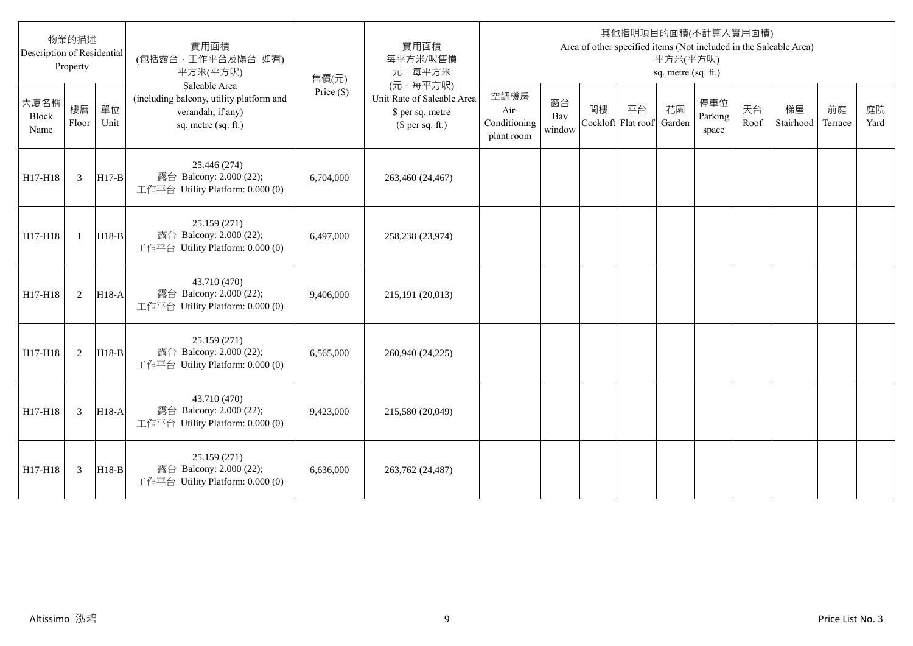| 物業的描述 Description of Residential Property | | | 實用面積 (包括露台，工作平台及陽台 如有) 平方米(平方呎) Saleable Area (including balcony, utility platform and verandah, if any) sq. metre (sq. ft.) | 售價(元) Price ($) | 實用面積 每平方米/呎售價 元，每平方米 (元，每平方呎) Unit Rate of Saleable Area $ per sq. metre ($ per sq. ft.) | 其他指明項目的面積(不計算入實用面積) Area of other specified items (Not included in the Saleable Area) 平方米(平方呎) sq. metre (sq. ft.) | | | | | | | | | |
|---|---|---|---|---|---|---|---|---|---|---|---|---|---|---|---|
| 大廈名稱 Block Name | 樓層 Floor | 單位 Unit | | | | 空調機房 Air-Conditioning plant room | 窗台 Bay window | 閣樓 Cockloft | 平台 Flat roof | 花園 Garden | 停車位 Parking space | 天台 Roof | 梯屋 Stairhood | 前庭 Terrace | 庭院 Yard |
| H17-H18 | 3 | H17-B | 25.446 (274) 露台 Balcony: 2.000 (22); 工作平台 Utility Platform: 0.000 (0) | 6,704,000 | 263,460 (24,467) | | | | | | | | | | |
| H17-H18 | 1 | H18-B | 25.159 (271) 露台 Balcony: 2.000 (22); 工作平台 Utility Platform: 0.000 (0) | 6,497,000 | 258,238 (23,974) | | | | | | | | | | |
| H17-H18 | 2 | H18-A | 43.710 (470) 露台 Balcony: 2.000 (22); 工作平台 Utility Platform: 0.000 (0) | 9,406,000 | 215,191 (20,013) | | | | | | | | | | |
| H17-H18 | 2 | H18-B | 25.159 (271) 露台 Balcony: 2.000 (22); 工作平台 Utility Platform: 0.000 (0) | 6,565,000 | 260,940 (24,225) | | | | | | | | | | |
| H17-H18 | 3 | H18-A | 43.710 (470) 露台 Balcony: 2.000 (22); 工作平台 Utility Platform: 0.000 (0) | 9,423,000 | 215,580 (20,049) | | | | | | | | | | |
| H17-H18 | 3 | H18-B | 25.159 (271) 露台 Balcony: 2.000 (22); 工作平台 Utility Platform: 0.000 (0) | 6,636,000 | 263,762 (24,487) | | | | | | | | | | |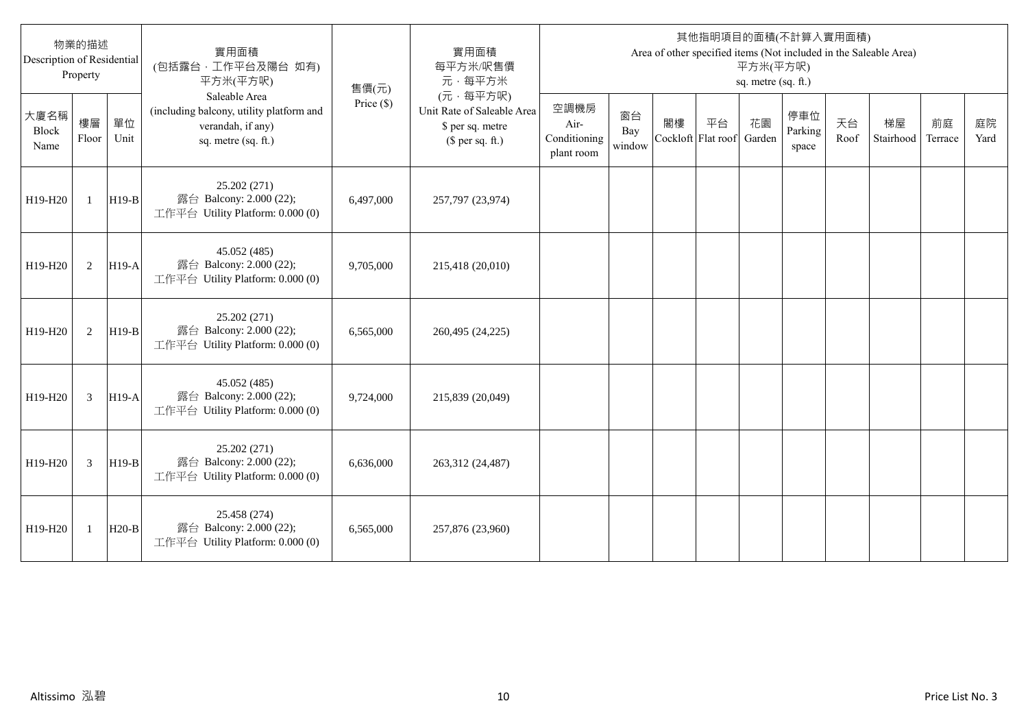| 物業的描述 Description of Residential Property | | | 實用面積 (包括露台，工作平台及陽台 如有) 平方米(平方呎) Saleable Area (including balcony, utility platform and verandah, if any) sq. metre (sq. ft.) | 售價(元) Price ($) | 實用面積 每平方米/呎售價 元，每平方米 (元，每平方呎) Unit Rate of Saleable Area $ per sq. metre ($ per sq. ft.) | 其他指明項目的面積(不計算入實用面積) Area of other specified items (Not included in the Saleable Area) 平方米(平方呎) sq. metre (sq. ft.) | | | | | | | | | |
|---|---|---|---|---|---|---|---|---|---|---|---|---|---|---|---|
| 大廈名稱 Block Name | 樓層 Floor | 單位 Unit | | | | 空調機房 Air-Conditioning plant room | 窗台 Bay window | 閣樓 Cockloft | 平台 Flat roof | 花園 Garden | 停車位 Parking space | 天台 Roof | 梯屋 Stairhood | 前庭 Terrace | 庭院 Yard |
| H19-H20 | 1 | H19-B | 25.202 (271) 露台 Balcony: 2.000 (22); 工作平台 Utility Platform: 0.000 (0) | 6,497,000 | 257,797 (23,974) | | | | | | | | | | |
| H19-H20 | 2 | H19-A | 45.052 (485) 露台 Balcony: 2.000 (22); 工作平台 Utility Platform: 0.000 (0) | 9,705,000 | 215,418 (20,010) | | | | | | | | | | |
| H19-H20 | 2 | H19-B | 25.202 (271) 露台 Balcony: 2.000 (22); 工作平台 Utility Platform: 0.000 (0) | 6,565,000 | 260,495 (24,225) | | | | | | | | | | |
| H19-H20 | 3 | H19-A | 45.052 (485) 露台 Balcony: 2.000 (22); 工作平台 Utility Platform: 0.000 (0) | 9,724,000 | 215,839 (20,049) | | | | | | | | | | |
| H19-H20 | 3 | H19-B | 25.202 (271) 露台 Balcony: 2.000 (22); 工作平台 Utility Platform: 0.000 (0) | 6,636,000 | 263,312 (24,487) | | | | | | | | | | |
| H19-H20 | 1 | H20-B | 25.458 (274) 露台 Balcony: 2.000 (22); 工作平台 Utility Platform: 0.000 (0) | 6,565,000 | 257,876 (23,960) | | | | | | | | | | |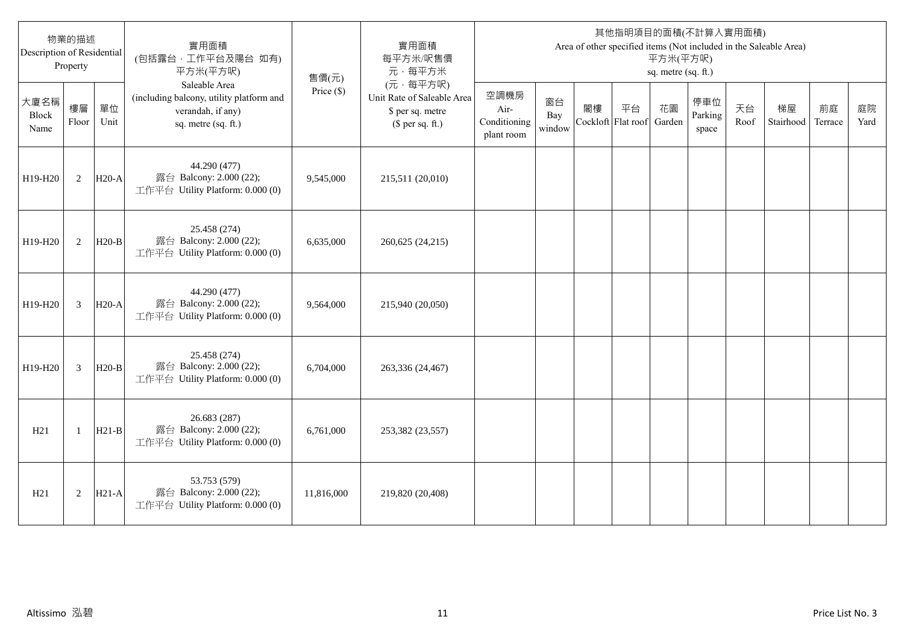| 物業的描述 Description of Residential Property | | | 實用面積 (包括露台．工作平台及陽台 如有) 平方米(平方呎) Saleable Area (including balcony, utility platform and verandah, if any) sq. metre (sq. ft.) | 售價(元) Price ($) | 實用面積 每平方米/呎售價 元．每平方米 (元．每平方呎) Unit Rate of Saleable Area $ per sq. metre ($ per sq. ft.) | 其他指明項目的面積(不計算入實用面積) Area of other specified items (Not included in the Saleable Area) 平方米(平方呎) sq. metre (sq. ft.) | | | | | | | | | |
|---|---|---|---|---|---|---|---|---|---|---|---|---|---|---|---|
| 大廈名稱 Block Name | 樓層 Floor | 單位 Unit | | | | 空調機房 Air-Conditioning plant room | 窗台 Bay window | 閣樓 Cockloft | 平台 Flat roof | 花園 Garden | 停車位 Parking space | 天台 Roof | 梯屋 Stairhood | 前庭 Terrace | 庭院 Yard |
| H19-H20 | 2 | H20-A | 44.290 (477) 露台 Balcony: 2.000 (22); 工作平台 Utility Platform: 0.000 (0) | 9,545,000 | 215,511 (20,010) | | | | | | | | | | |
| H19-H20 | 2 | H20-B | 25.458 (274) 露台 Balcony: 2.000 (22); 工作平台 Utility Platform: 0.000 (0) | 6,635,000 | 260,625 (24,215) | | | | | | | | | | |
| H19-H20 | 3 | H20-A | 44.290 (477) 露台 Balcony: 2.000 (22); 工作平台 Utility Platform: 0.000 (0) | 9,564,000 | 215,940 (20,050) | | | | | | | | | | |
| H19-H20 | 3 | H20-B | 25.458 (274) 露台 Balcony: 2.000 (22); 工作平台 Utility Platform: 0.000 (0) | 6,704,000 | 263,336 (24,467) | | | | | | | | | | |
| H21 | 1 | H21-B | 26.683 (287) 露台 Balcony: 2.000 (22); 工作平台 Utility Platform: 0.000 (0) | 6,761,000 | 253,382 (23,557) | | | | | | | | | | |
| H21 | 2 | H21-A | 53.753 (579) 露台 Balcony: 2.000 (22); 工作平台 Utility Platform: 0.000 (0) | 11,816,000 | 219,820 (20,408) | | | | | | | | | | |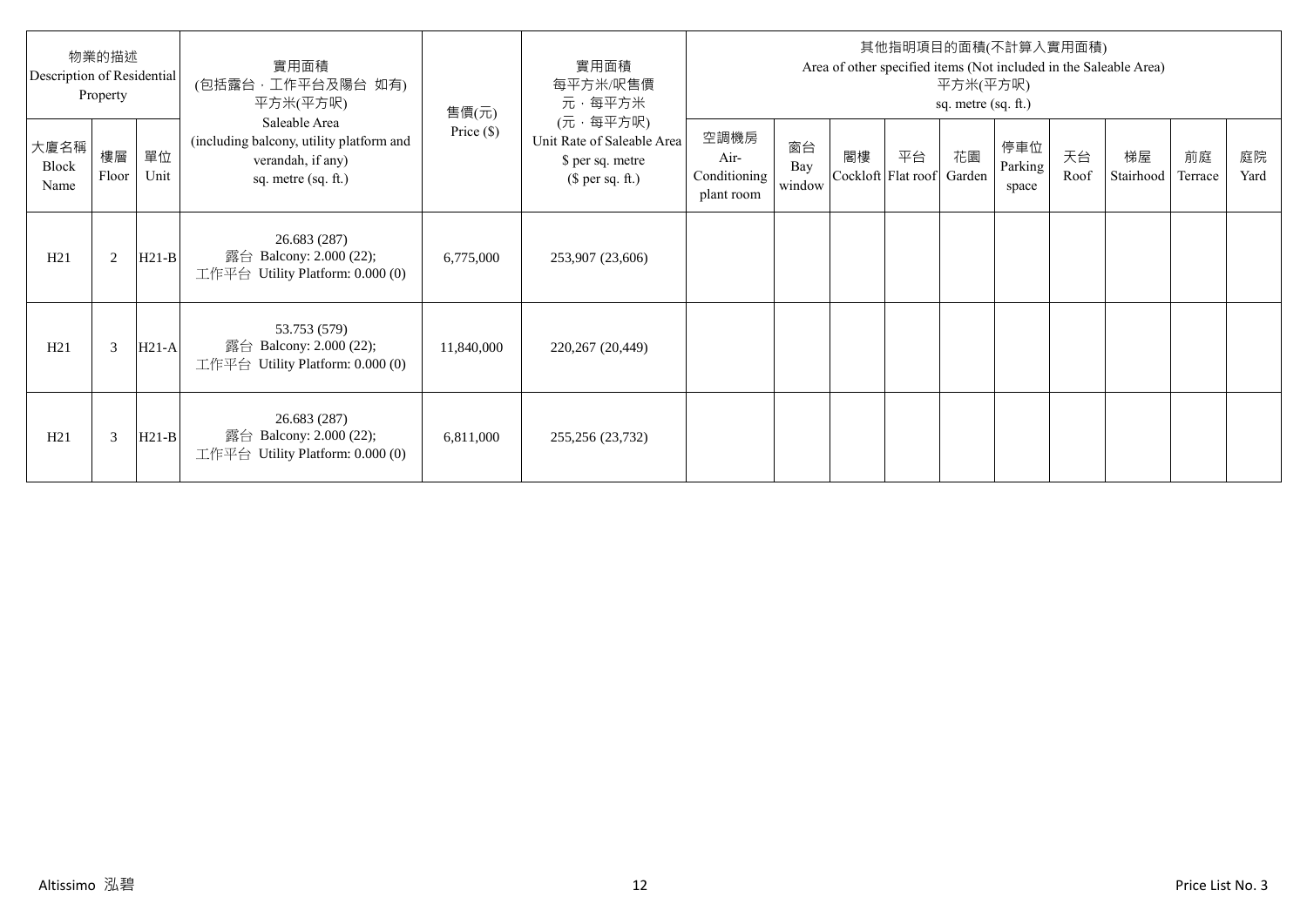| 物業的描述 Description of Residential Property | | | 實用面積 (包括露台，工作平台及陽台 如有) 平方米(平方呎) Saleable Area (including balcony, utility platform and verandah, if any) sq. metre (sq. ft.) | 售價(元) Price ($) | 實用面積 每平方米/呎售價 元，每平方米 (元，每平方呎) Unit Rate of Saleable Area $ per sq. metre ($ per sq. ft.) | 其他指明項目的面積(不計算入實用面積) Area of other specified items (Not included in the Saleable Area) 平方米(平方呎) sq. metre (sq. ft.) | | | | | | | | | |
|---|---|---|---|---|---|---|---|---|---|---|---|---|---|---|---|
| 大廈名稱 Block Name | 樓層 Floor | 單位 Unit | | | | 空調機房 Air-Conditioning plant room | 窗台 Bay window | 閣樓 Cockloft | 平台 Flat roof | 花園 Garden | 停車位 Parking space | 天台 Roof | 梯屋 Stairhood | 前庭 Terrace | 庭院 Yard |
| H21 | 2 | H21-B | 26.683 (287) 露台 Balcony: 2.000 (22); 工作平台 Utility Platform: 0.000 (0) | 6,775,000 | 253,907 (23,606) | | | | | | | | | | |
| H21 | 3 | H21-A | 53.753 (579) 露台 Balcony: 2.000 (22); 工作平台 Utility Platform: 0.000 (0) | 11,840,000 | 220,267 (20,449) | | | | | | | | | | |
| H21 | 3 | H21-B | 26.683 (287) 露台 Balcony: 2.000 (22); 工作平台 Utility Platform: 0.000 (0) | 6,811,000 | 255,256 (23,732) | | | | | | | | | | |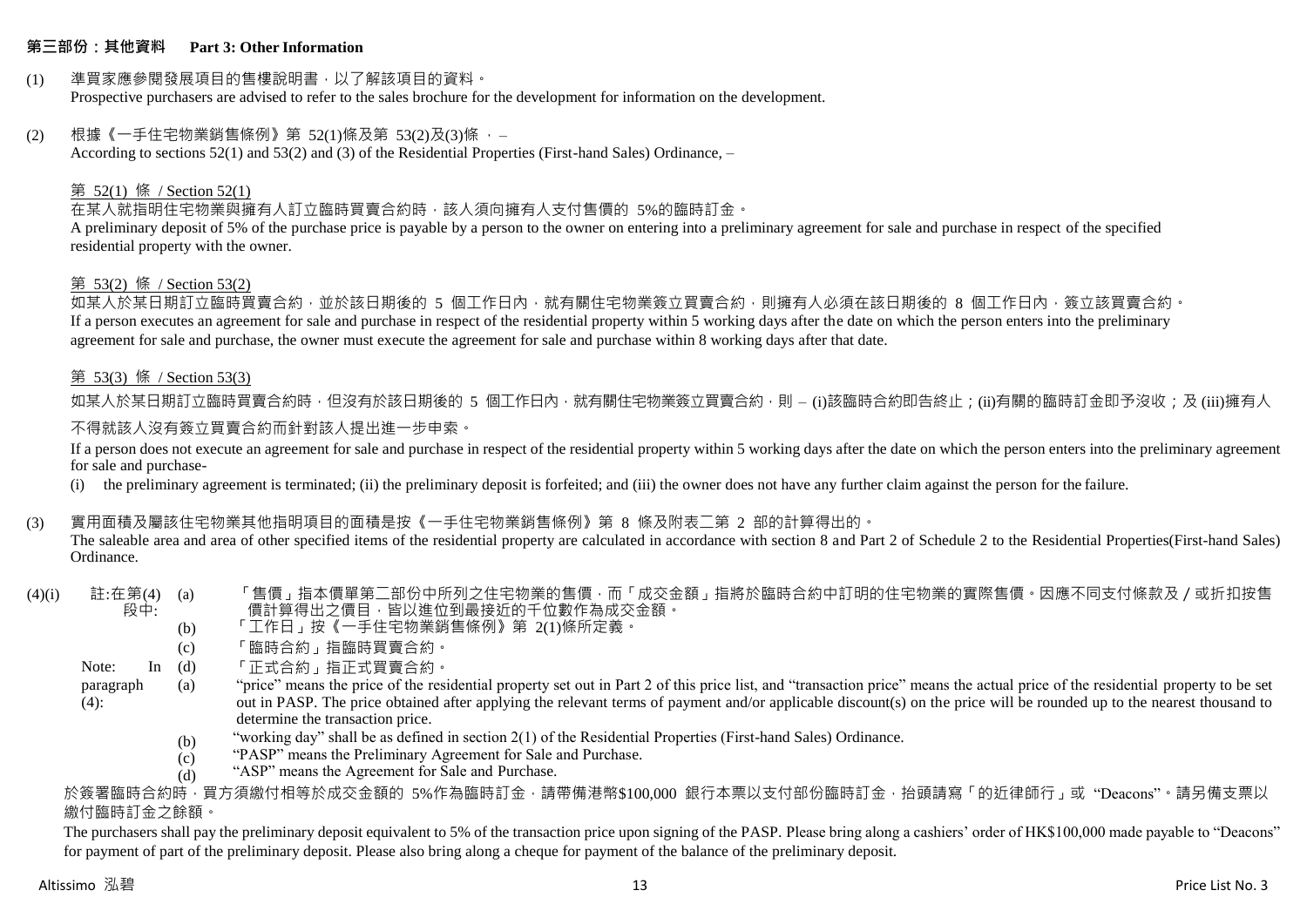## 第三部份：其他資料 Part 3: Other Information

(1) 準買家應參閱發展項目的售樓說明書，以了解該項目的資料。
Prospective purchasers are advised to refer to the sales brochure for the development for information on the development.

(2) 根據《一手住宅物業銷售條例》第 52(1)條及第 53(2)及(3)條 ， –
According to sections 52(1) and 53(2) and (3) of the Residential Properties (First-hand Sales) Ordinance, –

第 52(1) 條 / Section 52(1)

在某人就指明住宅物業與擁有人訂立臨時買賣合約時，該人須向擁有人支付售價的 5%的臨時訂金。
A preliminary deposit of 5% of the purchase price is payable by a person to the owner on entering into a preliminary agreement for sale and purchase in respect of the specified residential property with the owner.

第 53(2) 條 / Section 53(2)

如某人於某日期訂立臨時買賣合約，並於該日期後的 5 個工作日內，就有關住宅物業簽立買賣合約，則擁有人必須在該日期後的 8 個工作日內，簽立該買賣合約。
If a person executes an agreement for sale and purchase in respect of the residential property within 5 working days after the date on which the person enters into the preliminary agreement for sale and purchase, the owner must execute the agreement for sale and purchase within 8 working days after that date.

第 53(3) 條 / Section 53(3)

如某人於某日期訂立臨時買賣合約時，但沒有於該日期後的 5 個工作日內，就有關住宅物業簽立買賣合約，則 – (i)該臨時合約即告終止；(ii)有關的臨時訂金即予沒收；及 (iii)擁有人不得就該人沒有簽立買賣合約而針對該人提出進一步申索。

If a person does not execute an agreement for sale and purchase in respect of the residential property within 5 working days after the date on which the person enters into the preliminary agreement for sale and purchase-

(i) the preliminary agreement is terminated; (ii) the preliminary deposit is forfeited; and (iii) the owner does not have any further claim against the person for the failure.

(3) 實用面積及屬該住宅物業其他指明項目的面積是按《一手住宅物業銷售條例》第 8 條及附表二第 2 部的計算得出的。
The saleable area and area of other specified items of the residential property are calculated in accordance with section 8 and Part 2 of Schedule 2 to the Residential Properties(First-hand Sales) Ordinance.

(4)(i) 註:在第(4)段中:

(a) 「售價」指本價單第二部份中所列之住宅物業的售價，而「成交金額」指將於臨時合約中訂明的住宅物業的實際售價。因應不同支付條款及 / 或折扣按售價計算得出之價目，皆以進位到最接近的千位數作為成交金額。
(b) 「工作日」按《一手住宅物業銷售條例》第 2(1)條所定義。
(c) 「臨時合約」指臨時買賣合約。
(d) 「正式合約」指正式買賣合約。

Note: In paragraph (4):

(a) "price" means the price of the residential property set out in Part 2 of this price list, and "transaction price" means the actual price of the residential property to be set out in PASP. The price obtained after applying the relevant terms of payment and/or applicable discount(s) on the price will be rounded up to the nearest thousand to determine the transaction price.
(b) "working day" shall be as defined in section 2(1) of the Residential Properties (First-hand Sales) Ordinance.
(c) "PASP" means the Preliminary Agreement for Sale and Purchase.
(d) "ASP" means the Agreement for Sale and Purchase.

於簽署臨時合約時，買方須繳付相等於成交金額的 5%作為臨時訂金，請帶備港幣$100,000 銀行本票以支付部份臨時訂金，抬頭請寫「的近律師行」或 "Deacons"。請另備支票以繳付臨時訂金之餘額。

The purchasers shall pay the preliminary deposit equivalent to 5% of the transaction price upon signing of the PASP. Please bring along a cashiers' order of HK$100,000 made payable to "Deacons" for payment of part of the preliminary deposit. Please also bring along a cheque for payment of the balance of the preliminary deposit.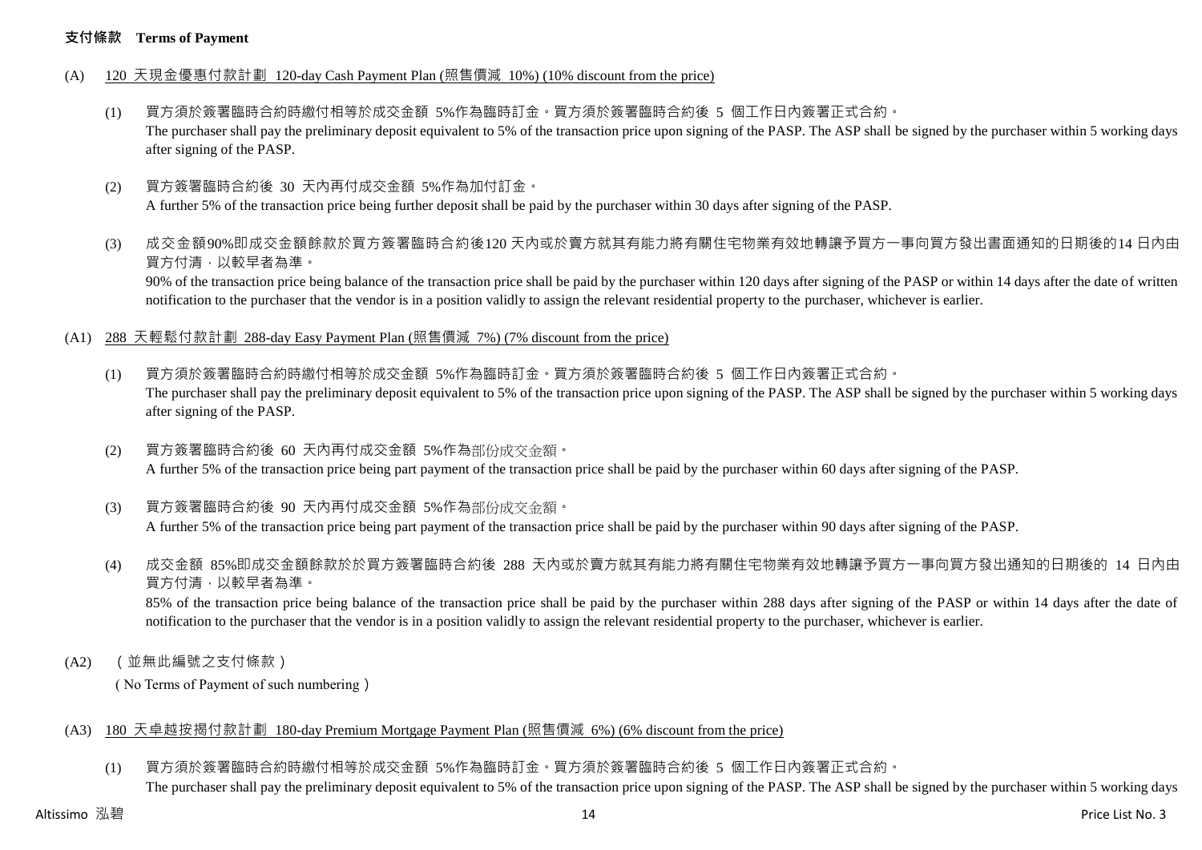**支付條款 Terms of Payment**

(A) 120 天現金優惠付款計劃 120-day Cash Payment Plan (照售價減 10%) (10% discount from the price)

(1) 買方須於簽署臨時合約時繳付相等於成交金額 5%作為臨時訂金。買方須於簽署臨時合約後 5 個工作日內簽署正式合約。
The purchaser shall pay the preliminary deposit equivalent to 5% of the transaction price upon signing of the PASP. The ASP shall be signed by the purchaser within 5 working days after signing of the PASP.

(2) 買方簽署臨時合約後 30 天內再付成交金額 5%作為加付訂金。
A further 5% of the transaction price being further deposit shall be paid by the purchaser within 30 days after signing of the PASP.

(3) 成交金額90%即成交金額餘款於買方簽署臨時合約後120 天內或於賣方就其有能力將有關住宅物業有效地轉讓予買方一事向買方發出書面通知的日期後的14 日內由買方付清，以較早者為準。
90% of the transaction price being balance of the transaction price shall be paid by the purchaser within 120 days after signing of the PASP or within 14 days after the date of written notification to the purchaser that the vendor is in a position validly to assign the relevant residential property to the purchaser, whichever is earlier.

(A1) 288 天輕鬆付款計劃 288-day Easy Payment Plan (照售價減 7%) (7% discount from the price)

(1) 買方須於簽署臨時合約時繳付相等於成交金額 5%作為臨時訂金。買方須於簽署臨時合約後 5 個工作日內簽署正式合約。
The purchaser shall pay the preliminary deposit equivalent to 5% of the transaction price upon signing of the PASP. The ASP shall be signed by the purchaser within 5 working days after signing of the PASP.

(2) 買方簽署臨時合約後 60 天內再付成交金額 5%作為部份成交金額。
A further 5% of the transaction price being part payment of the transaction price shall be paid by the purchaser within 60 days after signing of the PASP.

(3) 買方簽署臨時合約後 90 天內再付成交金額 5%作為部份成交金額。
A further 5% of the transaction price being part payment of the transaction price shall be paid by the purchaser within 90 days after signing of the PASP.

(4) 成交金額 85%即成交金額餘款於於買方簽署臨時合約後 288 天內或於賣方就其有能力將有關住宅物業有效地轉讓予買方一事向買方發出通知的日期後的 14 日內由買方付清，以較早者為準。
85% of the transaction price being balance of the transaction price shall be paid by the purchaser within 288 days after signing of the PASP or within 14 days after the date of notification to the purchaser that the vendor is in a position validly to assign the relevant residential property to the purchaser, whichever is earlier.

(A2) （並無此編號之支付條款）
( No Terms of Payment of such numbering )

(A3) 180 天卓越按揭付款計劃 180-day Premium Mortgage Payment Plan (照售價減 6%) (6% discount from the price)

(1) 買方須於簽署臨時合約時繳付相等於成交金額 5%作為臨時訂金。買方須於簽署臨時合約後 5 個工作日內簽署正式合約。
The purchaser shall pay the preliminary deposit equivalent to 5% of the transaction price upon signing of the PASP. The ASP shall be signed by the purchaser within 5 working days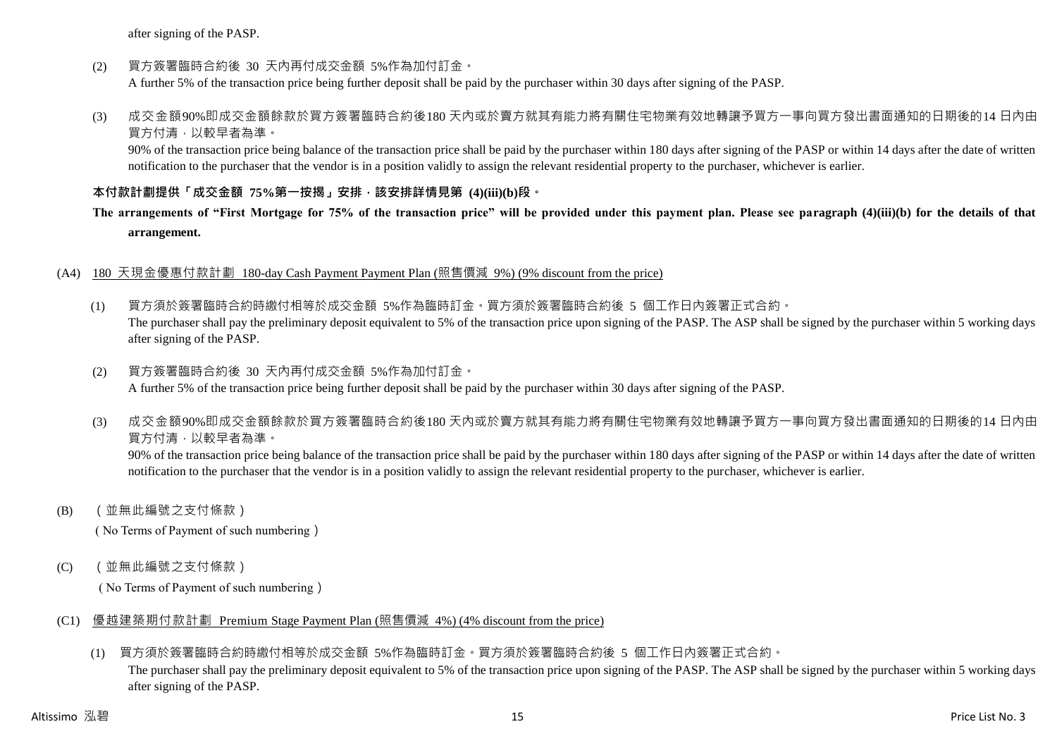after signing of the PASP.

(2) 買方簽署臨時合約後 30 天內再付成交金額 5%作為加付訂金。
A further 5% of the transaction price being further deposit shall be paid by the purchaser within 30 days after signing of the PASP.

(3) 成交金額90%即成交金額餘款於買方簽署臨時合約後180 天內或於賣方就其有能力將有關住宅物業有效地轉讓予買方一事向買方發出書面通知的日期後的14 日內由買方付清，以較早者為準。
90% of the transaction price being balance of the transaction price shall be paid by the purchaser within 180 days after signing of the PASP or within 14 days after the date of written notification to the purchaser that the vendor is in a position validly to assign the relevant residential property to the purchaser, whichever is earlier.

**本付款計劃提供「成交金額 75%第一按揭」安排，該安排詳情見第 (4)(iii)(b)段。**

**The arrangements of "First Mortgage for 75% of the transaction price" will be provided under this payment plan. Please see paragraph (4)(iii)(b) for the details of that arrangement.**

(A4) 180 天現金優惠付款計劃 180-day Cash Payment Payment Plan (照售價減 9%) (9% discount from the price)

(1) 買方須於簽署臨時合約時繳付相等於成交金額 5%作為臨時訂金。買方須於簽署臨時合約後 5 個工作日內簽署正式合約。
The purchaser shall pay the preliminary deposit equivalent to 5% of the transaction price upon signing of the PASP. The ASP shall be signed by the purchaser within 5 working days after signing of the PASP.

(2) 買方簽署臨時合約後 30 天內再付成交金額 5%作為加付訂金。
A further 5% of the transaction price being further deposit shall be paid by the purchaser within 30 days after signing of the PASP.

(3) 成交金額90%即成交金額餘款於買方簽署臨時合約後180 天內或於賣方就其有能力將有關住宅物業有效地轉讓予買方一事向買方發出書面通知的日期後的14 日內由買方付清，以較早者為準。
90% of the transaction price being balance of the transaction price shall be paid by the purchaser within 180 days after signing of the PASP or within 14 days after the date of written notification to the purchaser that the vendor is in a position validly to assign the relevant residential property to the purchaser, whichever is earlier.

(B) （並無此編號之支付條款）
（No Terms of Payment of such numbering）

(C) （並無此編號之支付條款）
（No Terms of Payment of such numbering）

(C1) 優越建築期付款計劃 Premium Stage Payment Plan (照售價減 4%) (4% discount from the price)

(1) 買方須於簽署臨時合約時繳付相等於成交金額 5%作為臨時訂金。買方須於簽署臨時合約後 5 個工作日內簽署正式合約。
The purchaser shall pay the preliminary deposit equivalent to 5% of the transaction price upon signing of the PASP. The ASP shall be signed by the purchaser within 5 working days after signing of the PASP.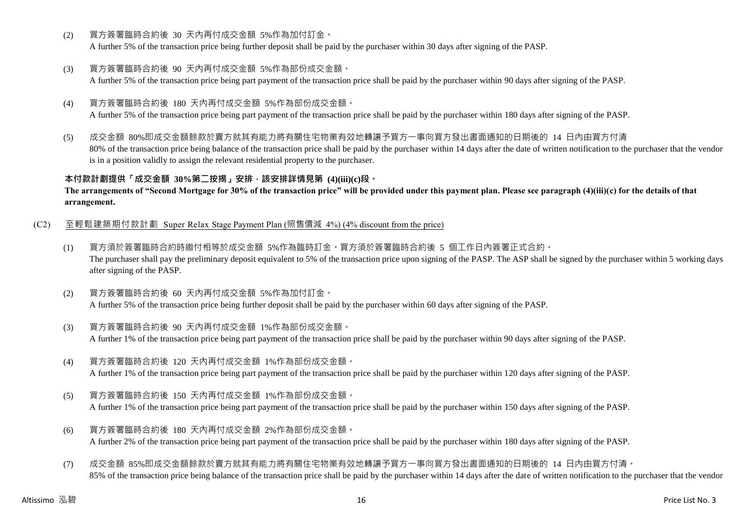(2) 買方簽署臨時合約後 30 天內再付成交金額 5%作為加付訂金。
A further 5% of the transaction price being further deposit shall be paid by the purchaser within 30 days after signing of the PASP.

(3) 買方簽署臨時合約後 90 天內再付成交金額 5%作為部份成交金額。
A further 5% of the transaction price being part payment of the transaction price shall be paid by the purchaser within 90 days after signing of the PASP.

(4) 買方簽署臨時合約後 180 天內再付成交金額 5%作為部份成交金額。
A further 5% of the transaction price being part payment of the transaction price shall be paid by the purchaser within 180 days after signing of the PASP.

(5) 成交金額 80%即成交金額餘款於賣方就其有能力將有關住宅物業有效地轉讓予買方一事向買方發出書面通知的日期後的 14 日內由買方付清
80% of the transaction price being balance of the transaction price shall be paid by the purchaser within 14 days after the date of written notification to the purchaser that the vendor is in a position validly to assign the relevant residential property to the purchaser.

**本付款計劃提供「成交金額 30%第二按揭」安排，該安排詳情見第 (4)(iii)(c)段。**
**The arrangements of "Second Mortgage for 30% of the transaction price" will be provided under this payment plan. Please see paragraph (4)(iii)(c) for the details of that arrangement.**

(C2) 至輕鬆建築期付款計劃 Super Relax Stage Payment Plan (照售價減 4%) (4% discount from the price)

(1) 買方須於簽署臨時合約時繳付相等於成交金額 5%作為臨時訂金。買方須於簽署臨時合約後 5 個工作日內簽署正式合約。
The purchaser shall pay the preliminary deposit equivalent to 5% of the transaction price upon signing of the PASP. The ASP shall be signed by the purchaser within 5 working days after signing of the PASP.

(2) 買方簽署臨時合約後 60 天內再付成交金額 5%作為加付訂金。
A further 5% of the transaction price being further deposit shall be paid by the purchaser within 60 days after signing of the PASP.

(3) 買方簽署臨時合約後 90 天內再付成交金額 1%作為部份成交金額。
A further 1% of the transaction price being part payment of the transaction price shall be paid by the purchaser within 90 days after signing of the PASP.

(4) 買方簽署臨時合約後 120 天內再付成交金額 1%作為部份成交金額。
A further 1% of the transaction price being part payment of the transaction price shall be paid by the purchaser within 120 days after signing of the PASP.

(5) 買方簽署臨時合約後 150 天內再付成交金額 1%作為部份成交金額。
A further 1% of the transaction price being part payment of the transaction price shall be paid by the purchaser within 150 days after signing of the PASP.

(6) 買方簽署臨時合約後 180 天內再付成交金額 2%作為部份成交金額。
A further 2% of the transaction price being part payment of the transaction price shall be paid by the purchaser within 180 days after signing of the PASP.

(7) 成交金額 85%即成交金額餘款於賣方就其有能力將有關住宅物業有效地轉讓予買方一事向買方發出書面通知的日期後的 14 日內由買方付清。
85% of the transaction price being balance of the transaction price shall be paid by the purchaser within 14 days after the date of written notification to the purchaser that the vendor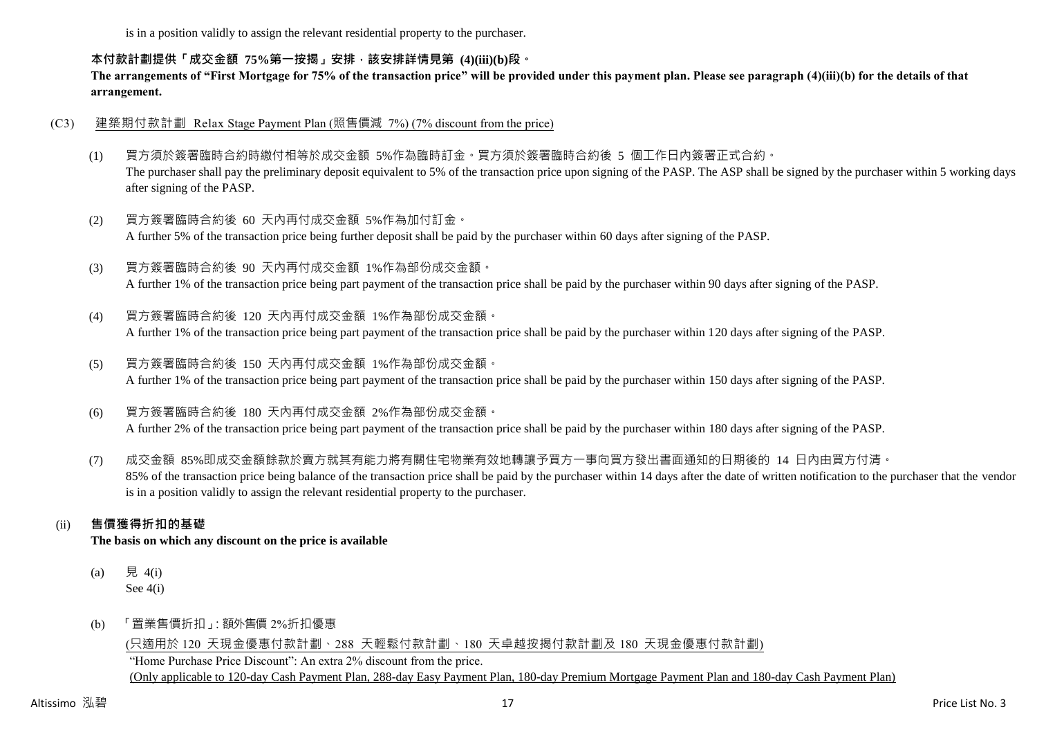is in a position validly to assign the relevant residential property to the purchaser.

**本付款計劃提供「成交金額 75%第一按揭」安排，該安排詳情見第 (4)(iii)(b)段。**
**The arrangements of "First Mortgage for 75% of the transaction price" will be provided under this payment plan. Please see paragraph (4)(iii)(b) for the details of that arrangement.**

(C3) 建築期付款計劃 Relax Stage Payment Plan (照售價減 7%) (7% discount from the price)

(1) 買方須於簽署臨時合約時繳付相等於成交金額 5%作為臨時訂金。買方須於簽署臨時合約後 5 個工作日內簽署正式合約。
The purchaser shall pay the preliminary deposit equivalent to 5% of the transaction price upon signing of the PASP. The ASP shall be signed by the purchaser within 5 working days after signing of the PASP.

(2) 買方簽署臨時合約後 60 天內再付成交金額 5%作為加付訂金。
A further 5% of the transaction price being further deposit shall be paid by the purchaser within 60 days after signing of the PASP.

(3) 買方簽署臨時合約後 90 天內再付成交金額 1%作為部份成交金額。
A further 1% of the transaction price being part payment of the transaction price shall be paid by the purchaser within 90 days after signing of the PASP.

(4) 買方簽署臨時合約後 120 天內再付成交金額 1%作為部份成交金額。
A further 1% of the transaction price being part payment of the transaction price shall be paid by the purchaser within 120 days after signing of the PASP.

(5) 買方簽署臨時合約後 150 天內再付成交金額 1%作為部份成交金額。
A further 1% of the transaction price being part payment of the transaction price shall be paid by the purchaser within 150 days after signing of the PASP.

(6) 買方簽署臨時合約後 180 天內再付成交金額 2%作為部份成交金額。
A further 2% of the transaction price being part payment of the transaction price shall be paid by the purchaser within 180 days after signing of the PASP.

(7) 成交金額 85%即成交金額餘款於賣方就其有能力將有關住宅物業有效地轉讓予買方一事向買方發出書面通知的日期後的 14 日內由買方付清。
85% of the transaction price being balance of the transaction price shall be paid by the purchaser within 14 days after the date of written notification to the purchaser that the vendor is in a position validly to assign the relevant residential property to the purchaser.

(ii) **售價獲得折扣的基礎**
**The basis on which any discount on the price is available**

(a) 見 4(i)
See 4(i)

(b) 「置業售價折扣」: 額外售價 2%折扣優惠
(只適用於 120 天現金優惠付款計劃、288 天輕鬆付款計劃、180 天卓越按揭付款計劃及 180 天現金優惠付款計劃)
"Home Purchase Price Discount": An extra 2% discount from the price.
(Only applicable to 120-day Cash Payment Plan, 288-day Easy Payment Plan, 180-day Premium Mortgage Payment Plan and 180-day Cash Payment Plan)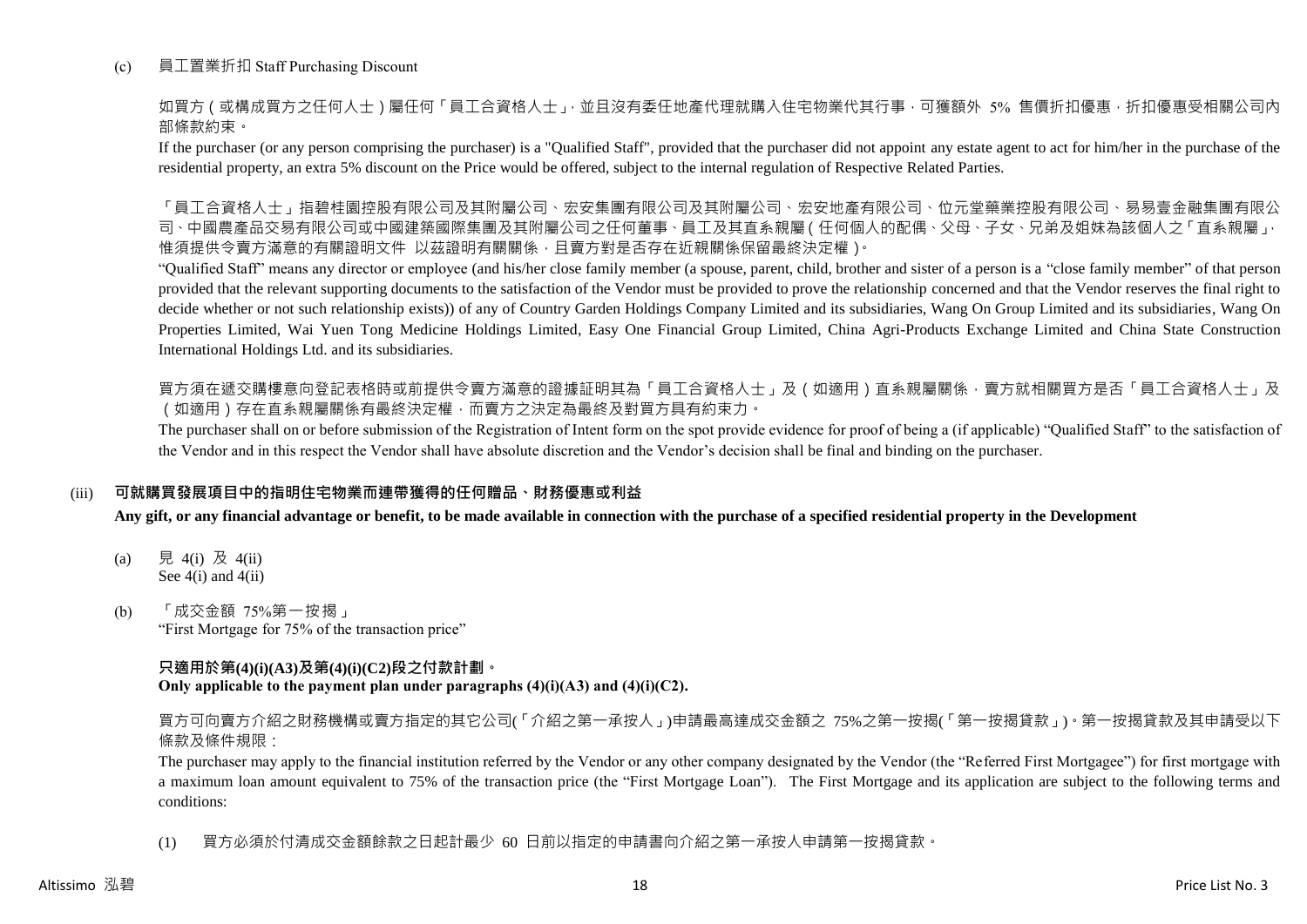(c) 員工置業折扣 Staff Purchasing Discount

如買方（或構成買方之任何人士）屬任何「員工合資格人士」，並且沒有委任地產代理就購入住宅物業代其行事，可獲額外 5% 售價折扣優惠，折扣優惠受相關公司內部條款約束。

If the purchaser (or any person comprising the purchaser) is a "Qualified Staff", provided that the purchaser did not appoint any estate agent to act for him/her in the purchase of the residential property, an extra 5% discount on the Price would be offered, subject to the internal regulation of Respective Related Parties.

「員工合資格人士」指碧桂園控股有限公司及其附屬公司、宏安集團有限公司及其附屬公司、宏安地產有限公司、位元堂藥業控股有限公司、易易壹金融集團有限公司、中國農產品交易有限公司或中國建築國際集團及其附屬公司之任何董事、員工及其直系親屬（任何個人的配偶、父母、子女、兄弟及姐妹為該個人之「直系親屬」，惟須提供令賣方滿意的有關證明文件 以茲證明有關關係，且賣方對是否存在近親關係保留最終決定權）。

"Qualified Staff" means any director or employee (and his/her close family member (a spouse, parent, child, brother and sister of a person is a "close family member" of that person provided that the relevant supporting documents to the satisfaction of the Vendor must be provided to prove the relationship concerned and that the Vendor reserves the final right to decide whether or not such relationship exists)) of any of Country Garden Holdings Company Limited and its subsidiaries, Wang On Group Limited and its subsidiaries, Wang On Properties Limited, Wai Yuen Tong Medicine Holdings Limited, Easy One Financial Group Limited, China Agri-Products Exchange Limited and China State Construction International Holdings Ltd. and its subsidiaries.

買方須在遞交購樓意向登記表格時或前提供令賣方滿意的證據証明其為「員工合資格人士」及（如適用）直系親屬關係，賣方就相關買方是否「員工合資格人士」及（如適用）存在直系親屬關係有最終決定權，而賣方之決定為最終及對買方具有約束力。

The purchaser shall on or before submission of the Registration of Intent form on the spot provide evidence for proof of being a (if applicable) "Qualified Staff" to the satisfaction of the Vendor and in this respect the Vendor shall have absolute discretion and the Vendor's decision shall be final and binding on the purchaser.

## (iii) 可就購買發展項目中的指明住宅物業而連帶獲得的任何贈品、財務優惠或利益

**Any gift, or any financial advantage or benefit, to be made available in connection with the purchase of a specified residential property in the Development**

(a) 見 4(i) 及 4(ii)
See 4(i) and 4(ii)

(b) 「成交金額 75%第一按揭」
"First Mortgage for 75% of the transaction price"

**只適用於第(4)(i)(A3)及第(4)(i)(C2)段之付款計劃。**
**Only applicable to the payment plan under paragraphs (4)(i)(A3) and (4)(i)(C2).**

買方可向賣方介紹之財務機構或賣方指定的其它公司(「介紹之第一承按人」)申請最高達成交金額之 75%之第一按揭(「第一按揭貸款」)。第一按揭貸款及其申請受以下條款及條件規限：

The purchaser may apply to the financial institution referred by the Vendor or any other company designated by the Vendor (the "Referred First Mortgagee") for first mortgage with a maximum loan amount equivalent to 75% of the transaction price (the "First Mortgage Loan"). The First Mortgage and its application are subject to the following terms and conditions:

(1) 買方必須於付清成交金額餘款之日起計最少 60 日前以指定的申請書向介紹之第一承按人申請第一按揭貸款。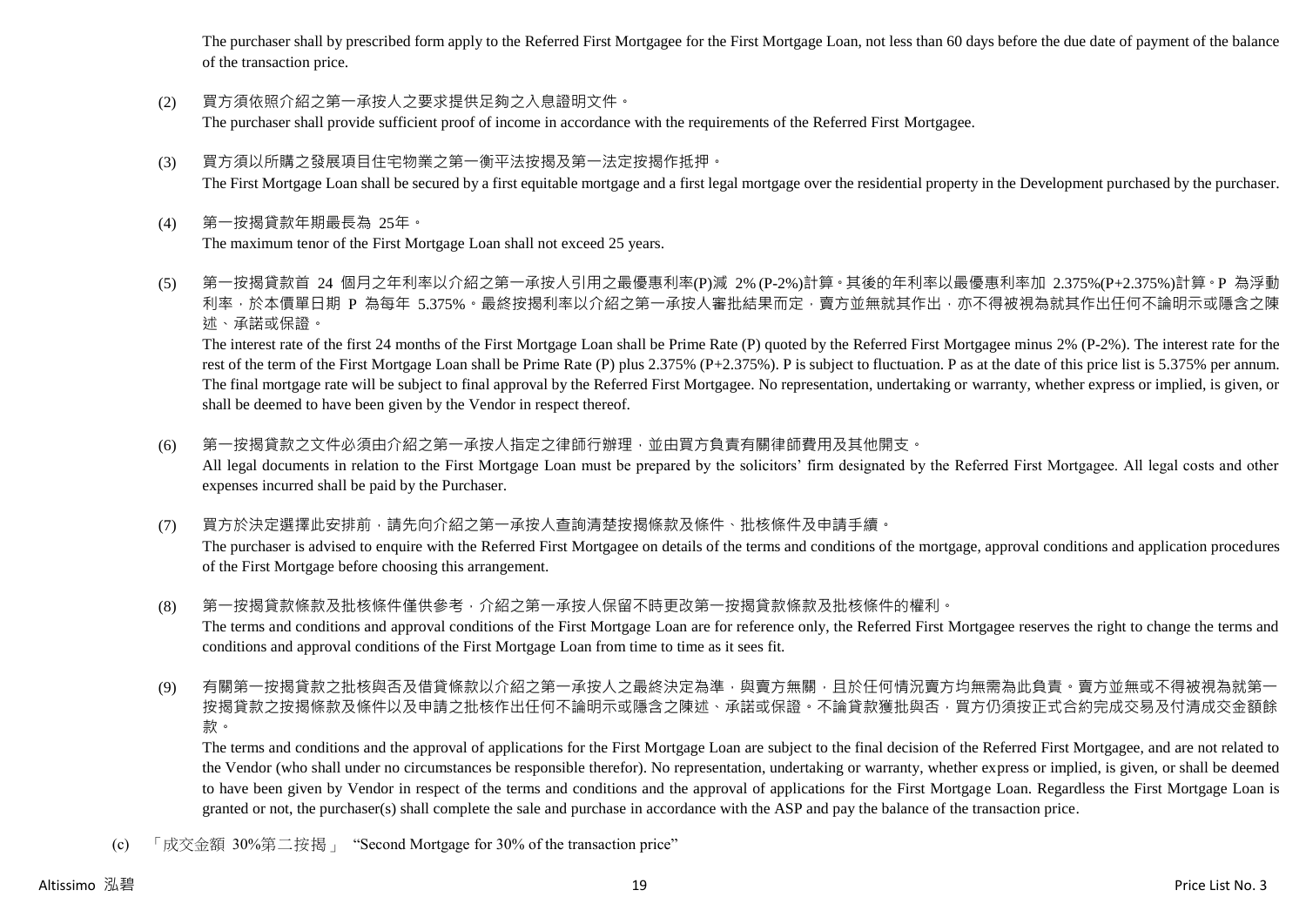The purchaser shall by prescribed form apply to the Referred First Mortgagee for the First Mortgage Loan, not less than 60 days before the due date of payment of the balance of the transaction price.

(2) 買方須依照介紹之第一承按人之要求提供足夠之入息證明文件。
The purchaser shall provide sufficient proof of income in accordance with the requirements of the Referred First Mortgagee.

(3) 買方須以所購之發展項目住宅物業之第一衡平法按揭及第一法定按揭作抵押。
The First Mortgage Loan shall be secured by a first equitable mortgage and a first legal mortgage over the residential property in the Development purchased by the purchaser.

(4) 第一按揭貸款年期最長為 25年。
The maximum tenor of the First Mortgage Loan shall not exceed 25 years.

(5) 第一按揭貸款首 24 個月之年利率以介紹之第一承按人引用之最優惠利率(P)減 2% (P-2%)計算。其後的年利率以最優惠利率加 2.375%(P+2.375%)計算。P 為浮動利率，於本價單日期 P 為每年 5.375%。最終按揭利率以介紹之第一承按人審批結果而定，賣方並無就其作出，亦不得被視為就其作出任何不論明示或隱含之陳述、承諾或保證。
The interest rate of the first 24 months of the First Mortgage Loan shall be Prime Rate (P) quoted by the Referred First Mortgagee minus 2% (P-2%). The interest rate for the rest of the term of the First Mortgage Loan shall be Prime Rate (P) plus 2.375% (P+2.375%). P is subject to fluctuation. P as at the date of this price list is 5.375% per annum. The final mortgage rate will be subject to final approval by the Referred First Mortgagee. No representation, undertaking or warranty, whether express or implied, is given, or shall be deemed to have been given by the Vendor in respect thereof.

(6) 第一按揭貸款之文件必須由介紹之第一承按人指定之律師行辦理，並由買方負責有關律師費用及其他開支。
All legal documents in relation to the First Mortgage Loan must be prepared by the solicitors' firm designated by the Referred First Mortgagee. All legal costs and other expenses incurred shall be paid by the Purchaser.

(7) 買方於決定選擇此安排前，請先向介紹之第一承按人查詢清楚按揭條款及條件、批核條件及申請手續。
The purchaser is advised to enquire with the Referred First Mortgagee on details of the terms and conditions of the mortgage, approval conditions and application procedures of the First Mortgage before choosing this arrangement.

(8) 第一按揭貸款條款及批核條件僅供參考，介紹之第一承按人保留不時更改第一按揭貸款條款及批核條件的權利。
The terms and conditions and approval conditions of the First Mortgage Loan are for reference only, the Referred First Mortgagee reserves the right to change the terms and conditions and approval conditions of the First Mortgage Loan from time to time as it sees fit.

(9) 有關第一按揭貸款之批核與否及借貸條款以介紹之第一承按人之最終決定為準，與賣方無關，且於任何情況賣方均無需為此負責。賣方並無或不得被視為就第一按揭貸款之按揭條款及條件以及申請之批核作出任何不論明示或隱含之陳述、承諾或保證。不論貸款獲批與否，買方仍須按正式合約完成交易及付清成交金額餘款。
The terms and conditions and the approval of applications for the First Mortgage Loan are subject to the final decision of the Referred First Mortgagee, and are not related to the Vendor (who shall under no circumstances be responsible therefor). No representation, undertaking or warranty, whether express or implied, is given, or shall be deemed to have been given by Vendor in respect of the terms and conditions and the approval of applications for the First Mortgage Loan. Regardless the First Mortgage Loan is granted or not, the purchaser(s) shall complete the sale and purchase in accordance with the ASP and pay the balance of the transaction price.

(c) 「成交金額 30%第二按揭」 "Second Mortgage for 30% of the transaction price"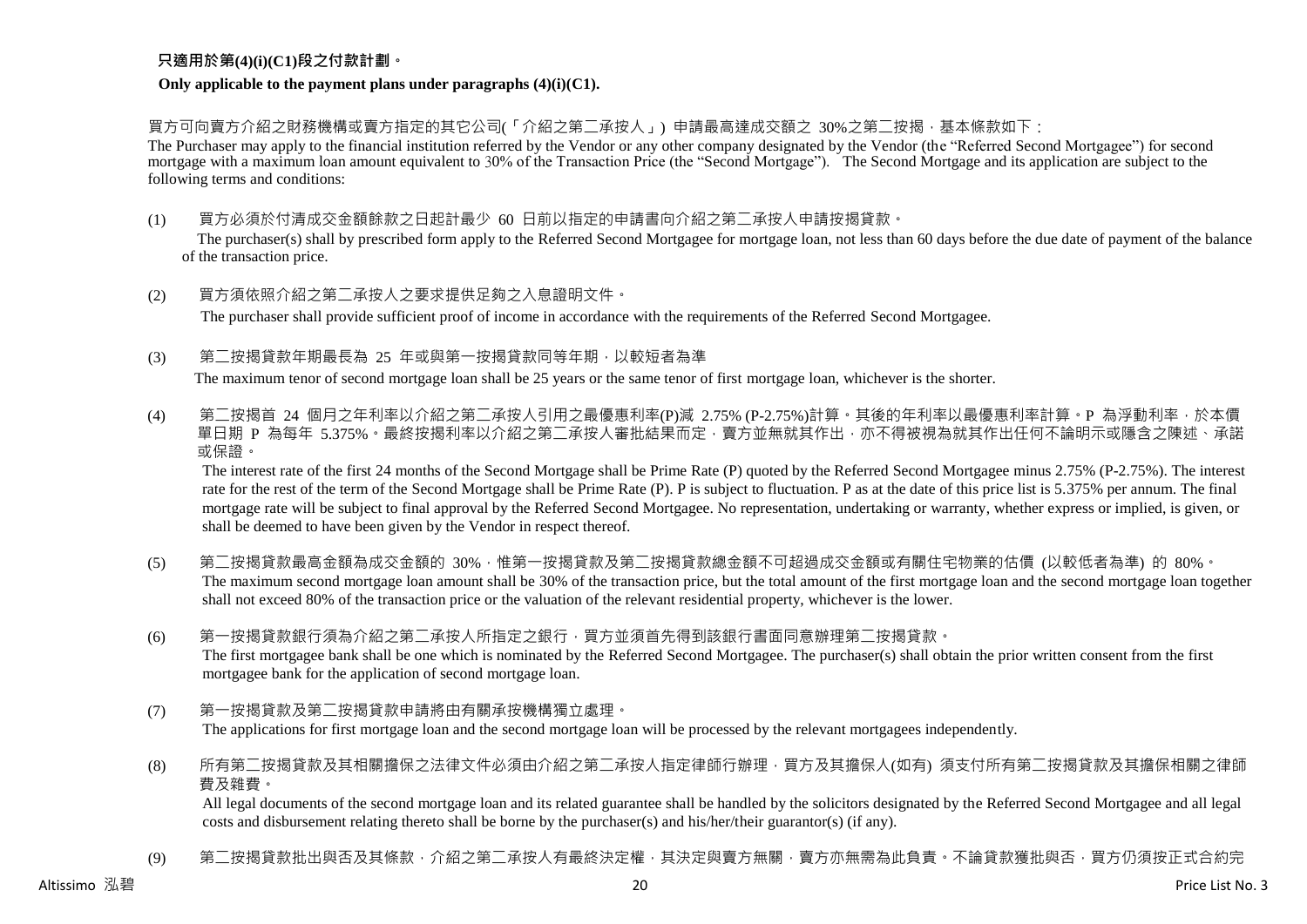**只適用於第(4)(i)(C1)段之付款計劃。**

**Only applicable to the payment plans under paragraphs (4)(i)(C1).**

買方可向賣方介紹之財務機構或賣方指定的其它公司(「介紹之第二承按人」) 申請最高達成交額之 30%之第二按揭，基本條款如下：

The Purchaser may apply to the financial institution referred by the Vendor or any other company designated by the Vendor (the "Referred Second Mortgagee") for second mortgage with a maximum loan amount equivalent to 30% of the Transaction Price (the "Second Mortgage"). The Second Mortgage and its application are subject to the following terms and conditions:

(1) 買方必須於付清成交金額餘款之日起計最少 60 日前以指定的申請書向介紹之第二承按人申請按揭貸款。

The purchaser(s) shall by prescribed form apply to the Referred Second Mortgagee for mortgage loan, not less than 60 days before the due date of payment of the balance of the transaction price.

(2) 買方須依照介紹之第二承按人之要求提供足夠之入息證明文件。

The purchaser shall provide sufficient proof of income in accordance with the requirements of the Referred Second Mortgagee.

(3) 第二按揭貸款年期最長為 25 年或與第一按揭貸款同等年期，以較短者為準

The maximum tenor of second mortgage loan shall be 25 years or the same tenor of first mortgage loan, whichever is the shorter.

(4) 第二按揭首 24 個月之年利率以介紹之第二承按人引用之最優惠利率(P)減 2.75% (P-2.75%)計算。其後的年利率以最優惠利率計算。P 為浮動利率，於本價單日期 P 為每年 5.375%。最終按揭利率以介紹之第二承按人審批結果而定，賣方並無就其作出，亦不得被視為就其作出任何不論明示或隱含之陳述、承諾或保證。

The interest rate of the first 24 months of the Second Mortgage shall be Prime Rate (P) quoted by the Referred Second Mortgagee minus 2.75% (P-2.75%). The interest rate for the rest of the term of the Second Mortgage shall be Prime Rate (P). P is subject to fluctuation. P as at the date of this price list is 5.375% per annum. The final mortgage rate will be subject to final approval by the Referred Second Mortgagee. No representation, undertaking or warranty, whether express or implied, is given, or shall be deemed to have been given by the Vendor in respect thereof.

(5) 第二按揭貸款最高金額為成交金額的 30%，惟第一按揭貸款及第二按揭貸款總金額不可超過成交金額或有關住宅物業的估價 (以較低者為準) 的 80%。

The maximum second mortgage loan amount shall be 30% of the transaction price, but the total amount of the first mortgage loan and the second mortgage loan together shall not exceed 80% of the transaction price or the valuation of the relevant residential property, whichever is the lower.

(6) 第一按揭貸款銀行須為介紹之第二承按人所指定之銀行，買方並須首先得到該銀行書面同意辦理第二按揭貸款。

The first mortgagee bank shall be one which is nominated by the Referred Second Mortgagee. The purchaser(s) shall obtain the prior written consent from the first mortgagee bank for the application of second mortgage loan.

(7) 第一按揭貸款及第二按揭貸款申請將由有關承按機構獨立處理。

The applications for first mortgage loan and the second mortgage loan will be processed by the relevant mortgagees independently.

(8) 所有第二按揭貸款及其相關擔保之法律文件必須由介紹之第二承按人指定律師行辦理，買方及其擔保人(如有) 須支付所有第二按揭貸款及其擔保相關之律師費及雜費。

All legal documents of the second mortgage loan and its related guarantee shall be handled by the solicitors designated by the Referred Second Mortgagee and all legal costs and disbursement relating thereto shall be borne by the purchaser(s) and his/her/their guarantor(s) (if any).

(9) 第二按揭貸款批出與否及其條款，介紹之第二承按人有最終決定權，其決定與賣方無關，賣方亦無需為此負責。不論貸款獲批與否，買方仍須按正式合約完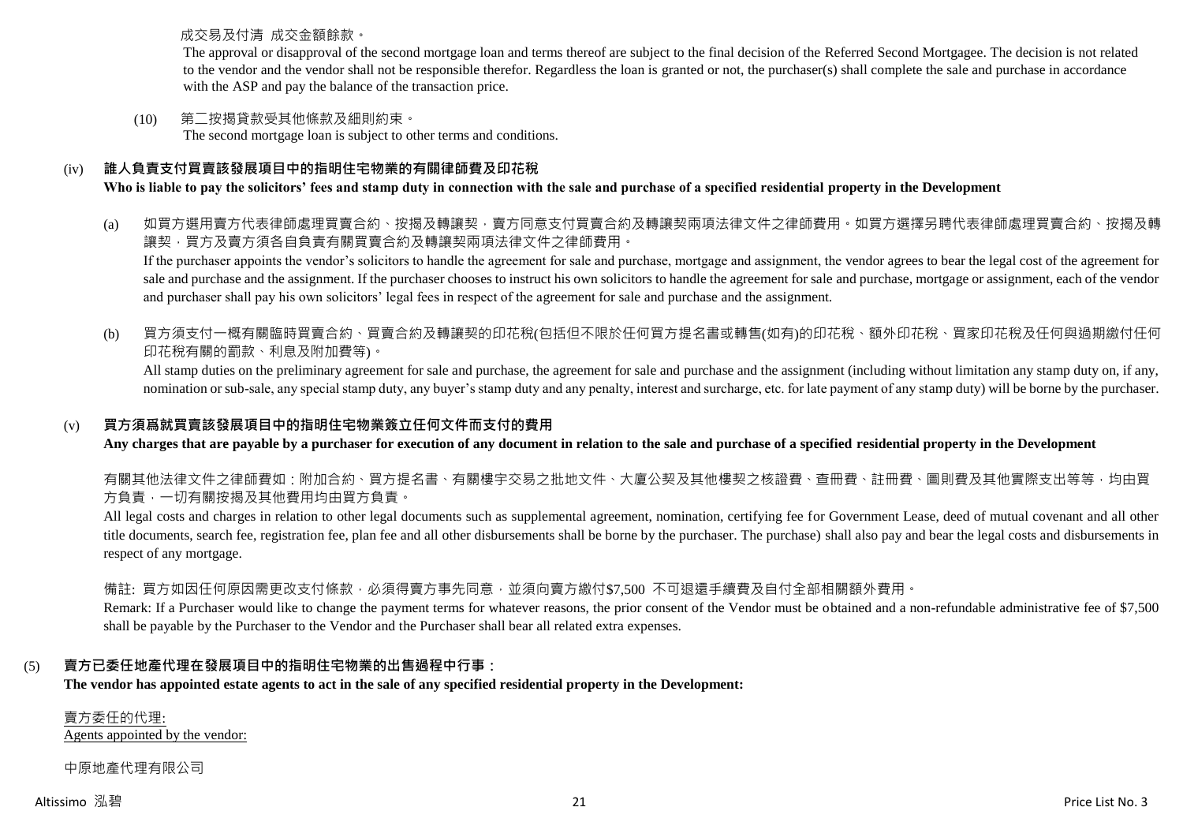成交易及付清 成交金額餘款。

The approval or disapproval of the second mortgage loan and terms thereof are subject to the final decision of the Referred Second Mortgagee. The decision is not related to the vendor and the vendor shall not be responsible therefor. Regardless the loan is granted or not, the purchaser(s) shall complete the sale and purchase in accordance with the ASP and pay the balance of the transaction price.

(10) 第二按揭貸款受其他條款及細則約束。
The second mortgage loan is subject to other terms and conditions.

### (iv) 誰人負責支付買賣該發展項目中的指明住宅物業的有關律師費及印花稅
**Who is liable to pay the solicitors' fees and stamp duty in connection with the sale and purchase of a specified residential property in the Development**

(a) 如買方選用賣方代表律師處理買賣合約、按揭及轉讓契，賣方同意支付買賣合約及轉讓契兩項法律文件之律師費用。如買方選擇另聘代表律師處理買賣合約、按揭及轉讓契，買方及賣方須各自負責有關買賣合約及轉讓契兩項法律文件之律師費用。
If the purchaser appoints the vendor's solicitors to handle the agreement for sale and purchase, mortgage and assignment, the vendor agrees to bear the legal cost of the agreement for sale and purchase and the assignment. If the purchaser chooses to instruct his own solicitors to handle the agreement for sale and purchase, mortgage or assignment, each of the vendor and purchaser shall pay his own solicitors' legal fees in respect of the agreement for sale and purchase and the assignment.

(b) 買方須支付一概有關臨時買賣合約、買賣合約及轉讓契的印花稅(包括但不限於任何買方提名書或轉售(如有)的印花稅、額外印花稅、買家印花稅及任何與過期繳付任何印花稅有關的罰款、利息及附加費等)。
All stamp duties on the preliminary agreement for sale and purchase, the agreement for sale and purchase and the assignment (including without limitation any stamp duty on, if any, nomination or sub-sale, any special stamp duty, any buyer's stamp duty and any penalty, interest and surcharge, etc. for late payment of any stamp duty) will be borne by the purchaser.

### (v) 買方須爲就買賣該發展項目中的指明住宅物業簽立任何文件而支付的費用
**Any charges that are payable by a purchaser for execution of any document in relation to the sale and purchase of a specified residential property in the Development**

有關其他法律文件之律師費如：附加合約、買方提名書、有關樓宇交易之批地文件、大廈公契及其他樓契之核證費、查冊費、註冊費、圖則費及其他實際支出等等，均由買方負責，一切有關按揭及其他費用均由買方負責。

All legal costs and charges in relation to other legal documents such as supplemental agreement, nomination, certifying fee for Government Lease, deed of mutual covenant and all other title documents, search fee, registration fee, plan fee and all other disbursements shall be borne by the purchaser. The purchase) shall also pay and bear the legal costs and disbursements in respect of any mortgage.

備註: 買方如因任何原因需更改支付條款，必須得賣方事先同意，並須向賣方繳付$7,500 不可退還手續費及自付全部相關額外費用。
Remark: If a Purchaser would like to change the payment terms for whatever reasons, the prior consent of the Vendor must be obtained and a non-refundable administrative fee of $7,500 shall be payable by the Purchaser to the Vendor and the Purchaser shall bear all related extra expenses.

## (5) 賣方已委任地產代理在發展項目中的指明住宅物業的出售過程中行事：
**The vendor has appointed estate agents to act in the sale of any specified residential property in the Development:**

賣方委任的代理:
Agents appointed by the vendor:

中原地產代理有限公司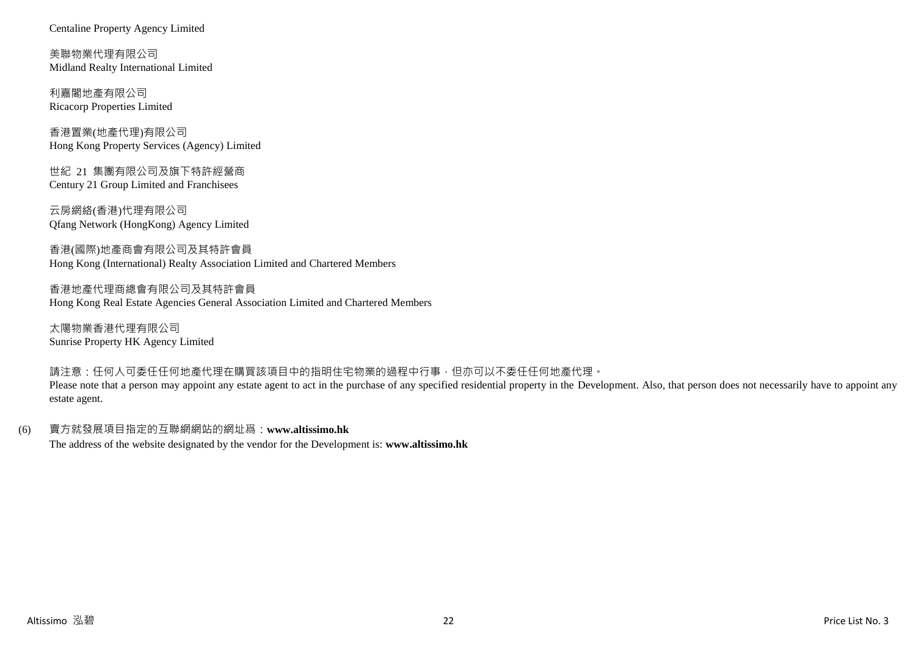Centaline Property Agency Limited

美聯物業代理有限公司
Midland Realty International Limited

利嘉閣地產有限公司
Ricacorp Properties Limited

香港置業(地產代理)有限公司
Hong Kong Property Services (Agency) Limited

世紀 21 集團有限公司及旗下特許經營商
Century 21 Group Limited and Franchisees

云房網絡(香港)代理有限公司
Qfang Network (HongKong) Agency Limited

香港(國際)地產商會有限公司及其特許會員
Hong Kong (International) Realty Association Limited and Chartered Members

香港地產代理商總會有限公司及其特許會員
Hong Kong Real Estate Agencies General Association Limited and Chartered Members

太陽物業香港代理有限公司
Sunrise Property HK Agency Limited

請注意：任何人可委任任何地產代理在購買該項目中的指明住宅物業的過程中行事，但亦可以不委任任何地產代理。
Please note that a person may appoint any estate agent to act in the purchase of any specified residential property in the Development. Also, that person does not necessarily have to appoint any estate agent.

(6) 賣方就發展項目指定的互聯網網站的網址爲：**www.altissimo.hk**
The address of the website designated by the vendor for the Development is: **www.altissimo.hk**